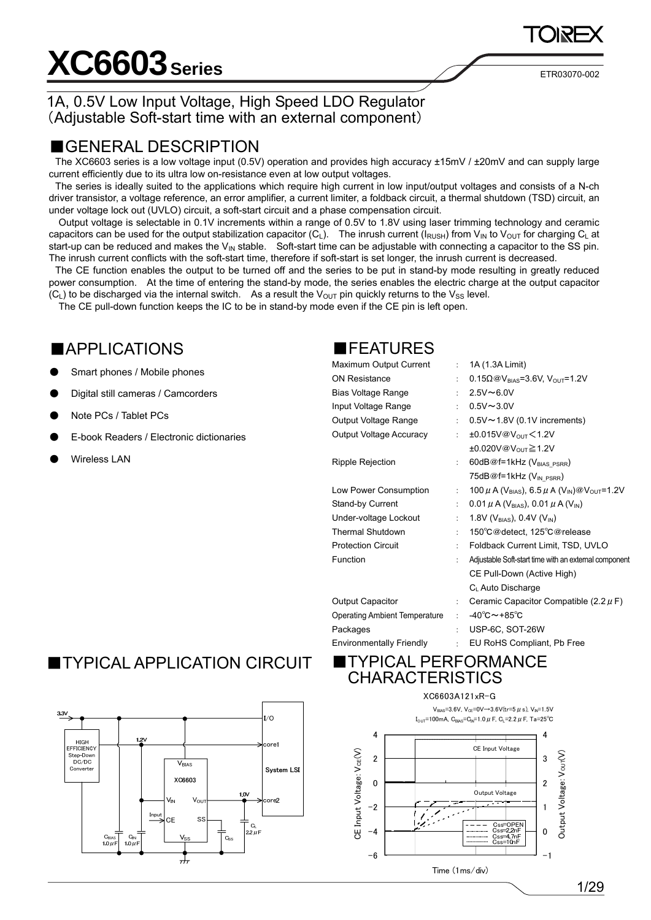# XC6603 Series

ETR03070-002

## 1A, 0.5V Low Input Voltage, High Speed LDO Regulator (Adjustable Soft-start time with an external component)

## ■GENERAL DESCRIPTION

The XC6603 series is a low voltage input (0.5V) operation and provides high accuracy ±15mV / ±20mV and can supply large current efficiently due to its ultra low on-resistance even at low output voltages.

The series is ideally suited to the applications which require high current in low input/output voltages and consists of a N-ch driver transistor, a voltage reference, an error amplifier, a current limiter, a foldback circuit, a thermal shutdown (TSD) circuit, an under voltage lock out (UVLO) circuit, a soft-start circuit and a phase compensation circuit.

Output voltage is selectable in 0.1V increments within a range of 0.5V to 1.8V using laser trimming technology and ceramic capacitors can be used for the output stabilization capacitor ($C_L$). The inrush current ($I_{RUSH}$) from $V_{IN}$ to $V_{OUT}$ for charging $C_L$ at start-up can be reduced and makes the $V_{IN}$ stable. Soft-start time can be adjustable with connecting a capacitor to the SS pin. The inrush current conflicts with the soft-start time, therefore if soft-start is set longer, the inrush current is decreased.

The CE function enables the output to be turned off and the series to be put in stand-by mode resulting in greatly reduced power consumption. At the time of entering the stand-by mode, the series enables the electric charge at the output capacitor ($C_L$) to be discharged via the internal switch. As a result the $V_{OUT}$ pin quickly returns to the $V_{SS}$ level.

The CE pull-down function keeps the IC to be in stand-by mode even if the CE pin is left open.

## ■APPLICATIONS

- Smart phones / Mobile phones
- Digital still cameras / Camcorders
- Note PCs / Tablet PCs
- E-book Readers / Electronic dictionaries
- Wireless LAN

## ■FEATURES

| | | |
|---|---|---|
| Maximum Output Current | : | 1A (1.3A Limit) |
| ON Resistance | : | 0.15Ω@$V_{BIAS}$=3.6V, $V_{OUT}$=1.2V |
| Bias Voltage Range | : | 2.5V～6.0V |
| Input Voltage Range | : | 0.5V～3.0V |
| Output Voltage Range | : | 0.5V～1.8V (0.1V increments) |
| Output Voltage Accuracy | : | ±0.015V@$V_{OUT}$＜1.2V |
| | | ±0.020V@$V_{OUT}$≧1.2V |
| Ripple Rejection | : | 60dB@f=1kHz ($V_{BIAS\_PSRR}$) |
| | | 75dB@f=1kHz ($V_{IN\_PSRR}$) |
| Low Power Consumption | : | 100$\mu$A ($V_{BIAS}$), 6.5$\mu$A ($V_{IN}$)@$V_{OUT}$=1.2V |
| Stand-by Current | : | 0.01$\mu$A ($V_{BIAS}$), 0.01$\mu$A ($V_{IN}$) |
| Under-voltage Lockout | : | 1.8V ($V_{BIAS}$), 0.4V ($V_{IN}$) |
| Thermal Shutdown | : | 150℃@detect, 125℃@release |
| Protection Circuit | : | Foldback Current Limit, TSD, UVLO |
| Function | : | Adjustable Soft-start time with an external component |
| | | CE Pull-Down (Active High) |
| | | $C_L$ Auto Discharge |
| Output Capacitor | : | Ceramic Capacitor Compatible (2.2$\mu$F) |
| Operating Ambient Temperature | : | -40℃～+85℃ |
| Packages | : | USP-6C, SOT-26W |
| Environmentally Friendly | : | EU RoHS Compliant, Pb Free |

## ■TYPICAL APPLICATION CIRCUIT

## ■TYPICAL PERFORMANCE CHARACTERISTICS

XC6603A121xR-G

$V_{BIAS}$=3.6V, $V_{CE}$=0V→3.6V(tr=5$\mu$s), $V_{IN}$=1.5V
$I_{OUT}$=100mA, $C_{BIAS}$=$C_{IN}$=1.0$\mu$F, $C_L$=2.2$\mu$F, Ta=25℃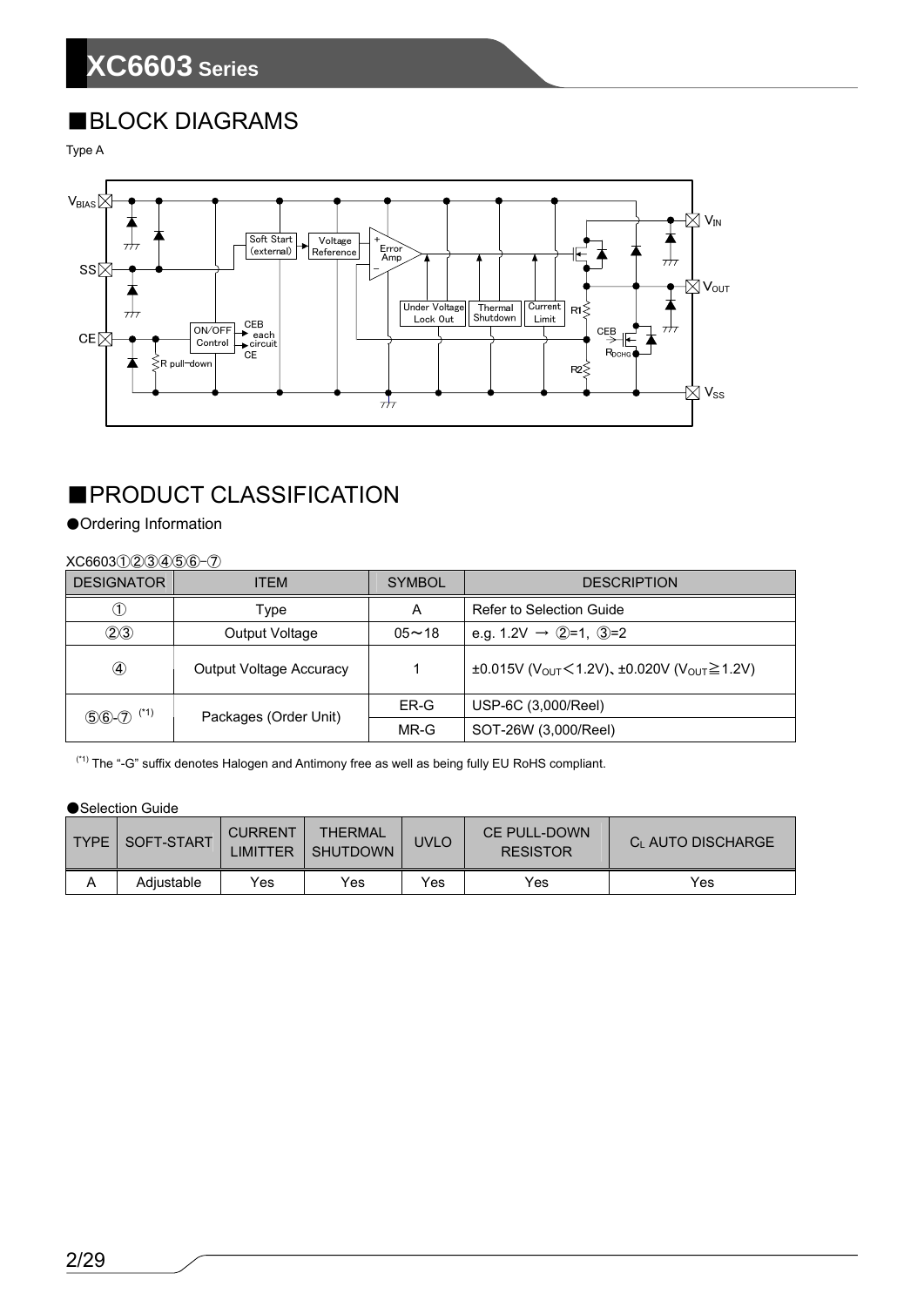## ■BLOCK DIAGRAMS

Type A

## ■PRODUCT CLASSIFICATION

●Ordering Information

XC6603①②③④⑤⑥-⑦

| DESIGNATOR | ITEM | SYMBOL | DESCRIPTION |
|---|---|---|---|
| ① | Type | A | Refer to Selection Guide |
| ②③ | Output Voltage | 05～18 | e.g. 1.2V → ②=1, ③=2 |
| ④ | Output Voltage Accuracy | 1 | ±0.015V ($V_{OUT}$＜1.2V)、±0.020V ($V_{OUT}$≧1.2V) |
| ⑤⑥-⑦ (*1) | Packages (Order Unit) | ER-G | USP-6C (3,000/Reel) |
| | | MR-G | SOT-26W (3,000/Reel) |

(*1) The "-G" suffix denotes Halogen and Antimony free as well as being fully EU RoHS compliant.

●Selection Guide

| TYPE | SOFT-START | CURRENT LIMITTER | THERMAL SHUTDOWN | UVLO | CE PULL-DOWN RESISTOR | $C_L$ AUTO DISCHARGE |
|---|---|---|---|---|---|---|
| A | Adjustable | Yes | Yes | Yes | Yes | Yes |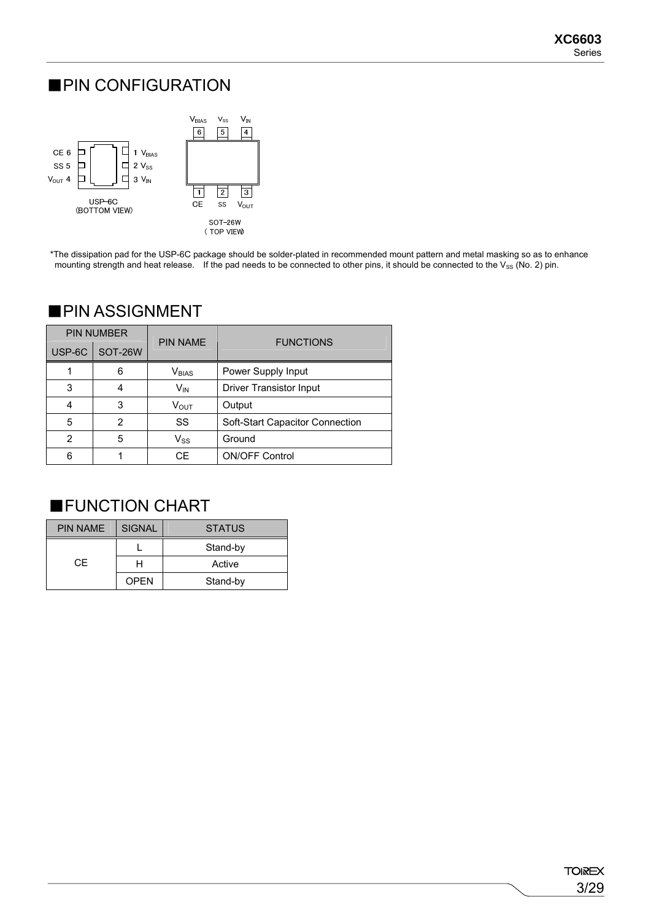## ■PIN CONFIGURATION

CE 6 / SS 5 / $V_{OUT}$ 4 / 1 $V_{BIAS}$ / 2 $V_{SS}$ / 3 $V_{IN}$

USP-6C
(BOTTOM VIEW)

$V_{BIAS}$ 6 / $V_{SS}$ 5 / $V_{IN}$ 4 / 1 CE / 2 SS / 3 $V_{OUT}$

SOT-26W
(TOP VIEW)

*The dissipation pad for the USP-6C package should be solder-plated in recommended mount pattern and metal masking so as to enhance mounting strength and heat release. If the pad needs to be connected to other pins, it should be connected to the $V_{SS}$ (No. 2) pin.

## ■PIN ASSIGNMENT

| PIN NUMBER | | PIN NAME | FUNCTIONS |
|---|---|---|---|
| USP-6C | SOT-26W | | |
| 1 | 6 | $V_{BIAS}$ | Power Supply Input |
| 3 | 4 | $V_{IN}$ | Driver Transistor Input |
| 4 | 3 | $V_{OUT}$ | Output |
| 5 | 2 | SS | Soft-Start Capacitor Connection |
| 2 | 5 | $V_{SS}$ | Ground |
| 6 | 1 | CE | ON/OFF Control |

## ■FUNCTION CHART

| PIN NAME | SIGNAL | STATUS |
|---|---|---|
| CE | L | Stand-by |
| | H | Active |
| | OPEN | Stand-by |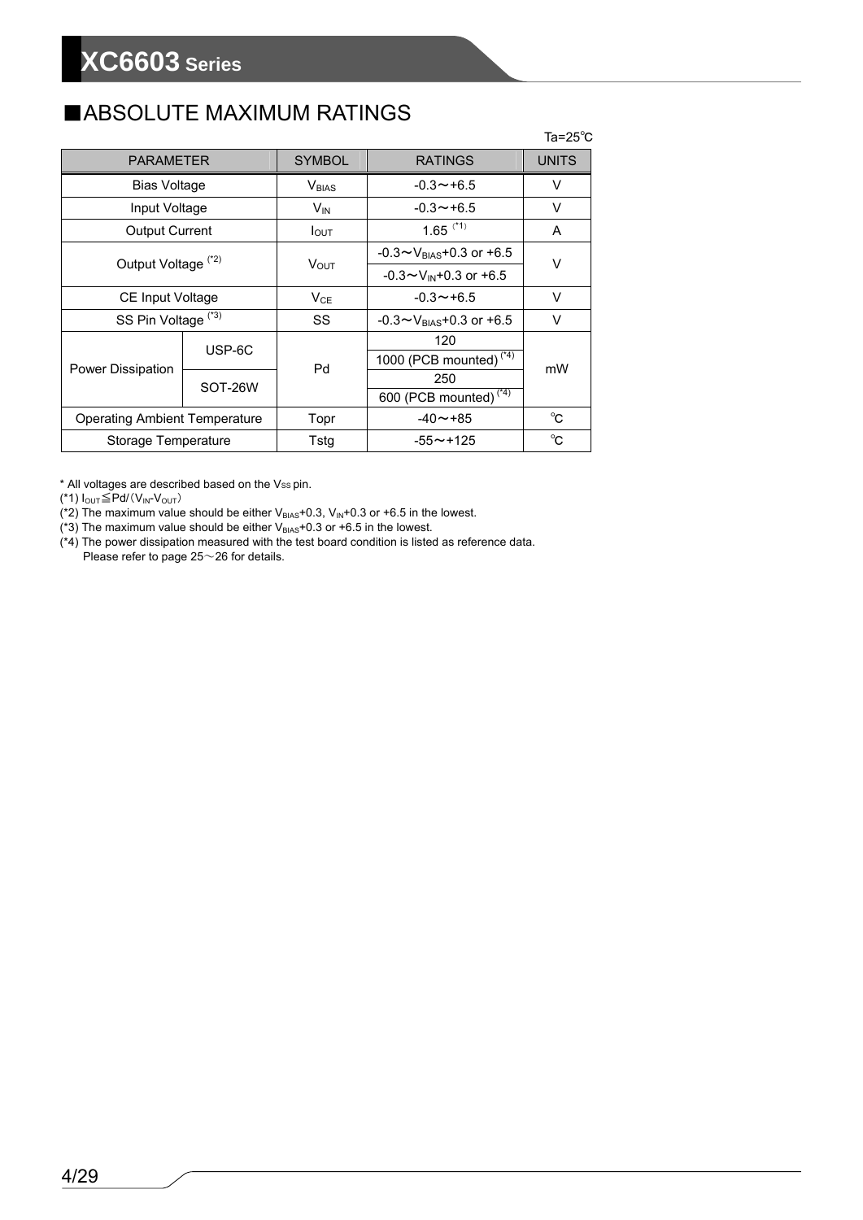## ■ABSOLUTE MAXIMUM RATINGS

Ta=25℃

| PARAMETER | | SYMBOL | RATINGS | UNITS |
|---|---|---|---|---|
| Bias Voltage | | $V_{BIAS}$ | -0.3～+6.5 | V |
| Input Voltage | | $V_{IN}$ | -0.3～+6.5 | V |
| Output Current | | $I_{OUT}$ | 1.65 (*1) | A |
| Output Voltage (*2) | | $V_{OUT}$ | -0.3～$V_{BIAS}$+0.3 or +6.5 | V |
| | | | -0.3～$V_{IN}$+0.3 or +6.5 | |
| CE Input Voltage | | $V_{CE}$ | -0.3～+6.5 | V |
| SS Pin Voltage (*3) | | SS | -0.3～$V_{BIAS}$+0.3 or +6.5 | V |
| Power Dissipation | USP-6C | Pd | 120 | mW |
| | | | 1000 (PCB mounted) (*4) | |
| | SOT-26W | | 250 | |
| | | | 600 (PCB mounted) (*4) | |
| Operating Ambient Temperature | | Topr | -40～+85 | ℃ |
| Storage Temperature | | Tstg | -55～+125 | ℃ |

* All voltages are described based on the $V_{SS}$ pin.

(*1) $I_{OUT} \leqq Pd/(V_{IN}-V_{OUT})$

(*2) The maximum value should be either $V_{BIAS}$+0.3, $V_{IN}$+0.3 or +6.5 in the lowest.

(*3) The maximum value should be either $V_{BIAS}$+0.3 or +6.5 in the lowest.

(*4) The power dissipation measured with the test board condition is listed as reference data.
Please refer to page 25～26 for details.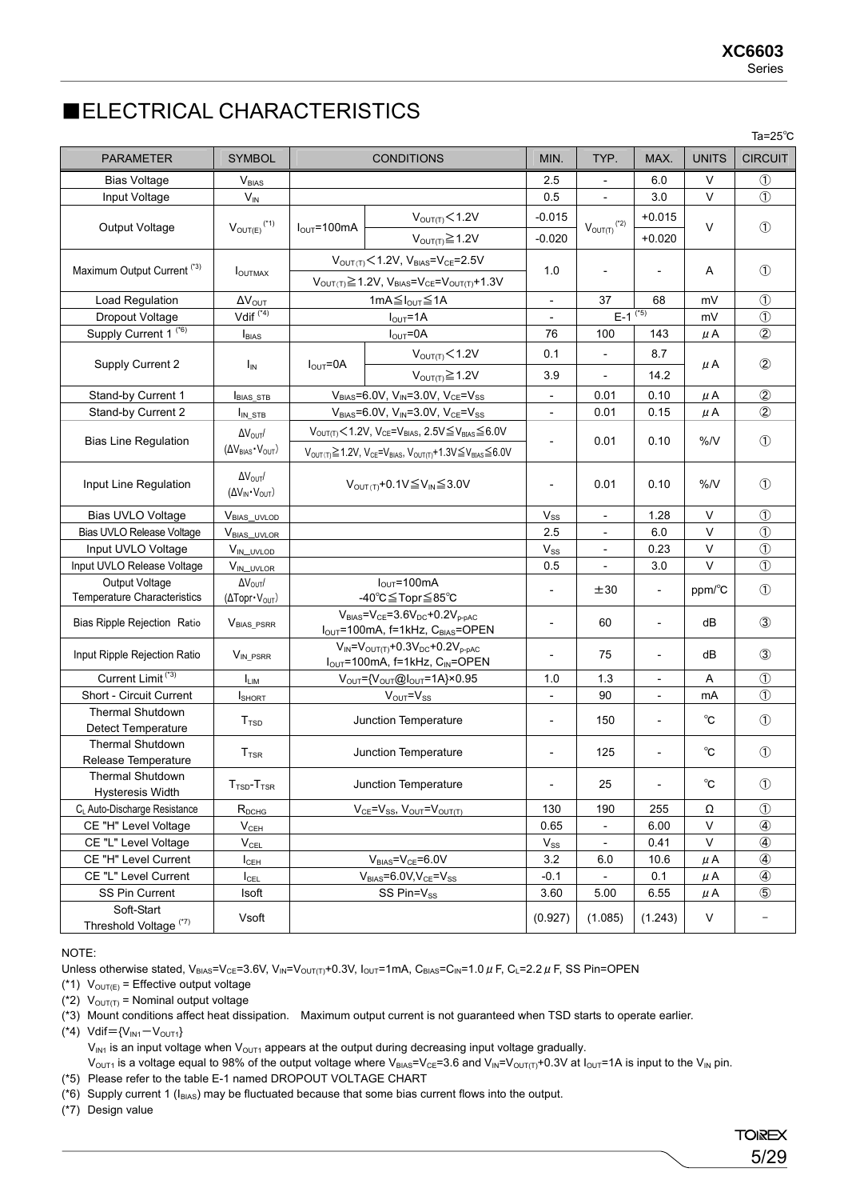# ■ELECTRICAL CHARACTERISTICS

Ta=25℃

| PARAMETER | SYMBOL | CONDITIONS | | MIN. | TYP. | MAX. | UNITS | CIRCUIT |
|---|---|---|---|---|---|---|---|---|
| Bias Voltage | $V_{BIAS}$ | | | 2.5 | - | 6.0 | V | ① |
| Input Voltage | $V_{IN}$ | | | 0.5 | - | 3.0 | V | ① |
| Output Voltage | $V_{OUT(E)}$ (*1) | $I_{OUT}$=100mA | $V_{OUT(T)}$<1.2V | -0.015 | $V_{OUT(T)}$ (*2) | +0.015 | V | ① |
| | | | $V_{OUT(T)}$≧1.2V | -0.020 | | +0.020 | | |
| Maximum Output Current (*3) | $I_{OUTMAX}$ | $V_{OUT(T)}$<1.2V, $V_{BIAS}$=$V_{CE}$=2.5V | | 1.0 | - | - | A | ① |
| | | $V_{OUT(T)}$≧1.2V, $V_{BIAS}$=$V_{CE}$=$V_{OUT(T)}$+1.3V | | | | | | |
| Load Regulation | $\Delta V_{OUT}$ | 1mA≦$I_{OUT}$≦1A | | - | 37 | 68 | mV | ① |
| Dropout Voltage | Vdif (*4) | $I_{OUT}$=1A | | - | E-1 (*5) | | mV | ① |
| Supply Current 1 (*6) | $I_{BIAS}$ | $I_{OUT}$=0A | | 76 | 100 | 143 | μA | ② |
| Supply Current 2 | $I_{IN}$ | $I_{OUT}$=0A | $V_{OUT(T)}$<1.2V | 0.1 | - | 8.7 | μA | ② |
| | | | $V_{OUT(T)}$≧1.2V | 3.9 | - | 14.2 | | |
| Stand-by Current 1 | $I_{BIAS\_STB}$ | $V_{BIAS}$=6.0V, $V_{IN}$=3.0V, $V_{CE}$=$V_{SS}$ | | - | 0.01 | 0.10 | μA | ② |
| Stand-by Current 2 | $I_{IN\_STB}$ | $V_{BIAS}$=6.0V, $V_{IN}$=3.0V, $V_{CE}$=$V_{SS}$ | | - | 0.01 | 0.15 | μA | ② |
| Bias Line Regulation | $\Delta V_{OUT}$/ ($\Delta V_{BIAS}$・$V_{OUT}$) | $V_{OUT(T)}$<1.2V, $V_{CE}$=$V_{BIAS}$, 2.5V≦$V_{BIAS}$≦6.0V | | - | 0.01 | 0.10 | %/V | ① |
| | | $V_{OUT(T)}$≧1.2V, $V_{CE}$=$V_{BIAS}$, $V_{OUT(T)}$+1.3V≦$V_{BIAS}$≦6.0V | | | | | | |
| Input Line Regulation | $\Delta V_{OUT}$/ ($\Delta V_{IN}$・$V_{OUT}$) | $V_{OUT(T)}$+0.1V≦$V_{IN}$≦3.0V | | - | 0.01 | 0.10 | %/V | ① |
| Bias UVLO Voltage | $V_{BIAS\_UVLOD}$ | | | $V_{SS}$ | - | 1.28 | V | ① |
| Bias UVLO Release Voltage | $V_{BIAS\_UVLOR}$ | | | 2.5 | - | 6.0 | V | ① |
| Input UVLO Voltage | $V_{IN\_UVLOD}$ | | | $V_{SS}$ | - | 0.23 | V | ① |
| Input UVLO Release Voltage | $V_{IN\_UVLOR}$ | | | 0.5 | - | 3.0 | V | ① |
| Output Voltage Temperature Characteristics | $\Delta V_{OUT}$/ ($\Delta$Topr・$V_{OUT}$) | $I_{OUT}$=100mA -40℃≦Topr≦85℃ | | - | ±30 | - | ppm/℃ | ① |
| Bias Ripple Rejection Ratio | $V_{BIAS\_PSRR}$ | $V_{BIAS}$=$V_{CE}$=3.6$V_{DC}$+0.2$V_{p-pAC}$ $I_{OUT}$=100mA, f=1kHz, $C_{BIAS}$=OPEN | | - | 60 | - | dB | ③ |
| Input Ripple Rejection Ratio | $V_{IN\_PSRR}$ | $V_{IN}$=$V_{OUT(T)}$+0.3$V_{DC}$+0.2$V_{p-pAC}$ $I_{OUT}$=100mA, f=1kHz, $C_{IN}$=OPEN | | - | 75 | - | dB | ③ |
| Current Limit (*3) | $I_{LIM}$ | $V_{OUT}$={$V_{OUT}$@$I_{OUT}$=1A}×0.95 | | 1.0 | 1.3 | - | A | ① |
| Short - Circuit Current | $I_{SHORT}$ | $V_{OUT}$=$V_{SS}$ | | - | 90 | - | mA | ① |
| Thermal Shutdown Detect Temperature | $T_{TSD}$ | Junction Temperature | | - | 150 | - | ℃ | ① |
| Thermal Shutdown Release Temperature | $T_{TSR}$ | Junction Temperature | | - | 125 | - | ℃ | ① |
| Thermal Shutdown Hysteresis Width | $T_{TSD}$-$T_{TSR}$ | Junction Temperature | | - | 25 | - | ℃ | ① |
| $C_L$ Auto-Discharge Resistance | $R_{DCHG}$ | $V_{CE}$=$V_{SS}$, $V_{OUT}$=$V_{OUT(T)}$ | | 130 | 190 | 255 | Ω | ① |
| CE "H" Level Voltage | $V_{CEH}$ | | | 0.65 | - | 6.00 | V | ④ |
| CE "L" Level Voltage | $V_{CEL}$ | | | $V_{SS}$ | - | 0.41 | V | ④ |
| CE "H" Level Current | $I_{CEH}$ | $V_{BIAS}$=$V_{CE}$=6.0V | | 3.2 | 6.0 | 10.6 | μA | ④ |
| CE "L" Level Current | $I_{CEL}$ | $V_{BIAS}$=6.0V,$V_{CE}$=$V_{SS}$ | | -0.1 | - | 0.1 | μA | ④ |
| SS Pin Current | Isoft | SS Pin=$V_{SS}$ | | 3.60 | 5.00 | 6.55 | μA | ⑤ |
| Soft-Start Threshold Voltage (*7) | Vsoft | | | (0.927) | (1.085) | (1.243) | V | - |

NOTE:

Unless otherwise stated, $V_{BIAS}$=$V_{CE}$=3.6V, $V_{IN}$=$V_{OUT(T)}$+0.3V, $I_{OUT}$=1mA, $C_{BIAS}$=$C_{IN}$=1.0μF, $C_L$=2.2μF, SS Pin=OPEN

(*1) $V_{OUT(E)}$ = Effective output voltage

(*2) $V_{OUT(T)}$ = Nominal output voltage

(*3) Mount conditions affect heat dissipation.　Maximum output current is not guaranteed when TSD starts to operate earlier.

(*4) Vdif={$V_{IN1}$－$V_{OUT1}$}

$V_{IN1}$ is an input voltage when $V_{OUT1}$ appears at the output during decreasing input voltage gradually.

$V_{OUT1}$ is a voltage equal to 98% of the output voltage where $V_{BIAS}$=$V_{CE}$=3.6 and $V_{IN}$=$V_{OUT(T)}$+0.3V at $I_{OUT}$=1A is input to the $V_{IN}$ pin.

(*5) Please refer to the table E-1 named DROPOUT VOLTAGE CHART

(*6) Supply current 1 ($I_{BIAS}$) may be fluctuated because that some bias current flows into the output.

(*7) Design value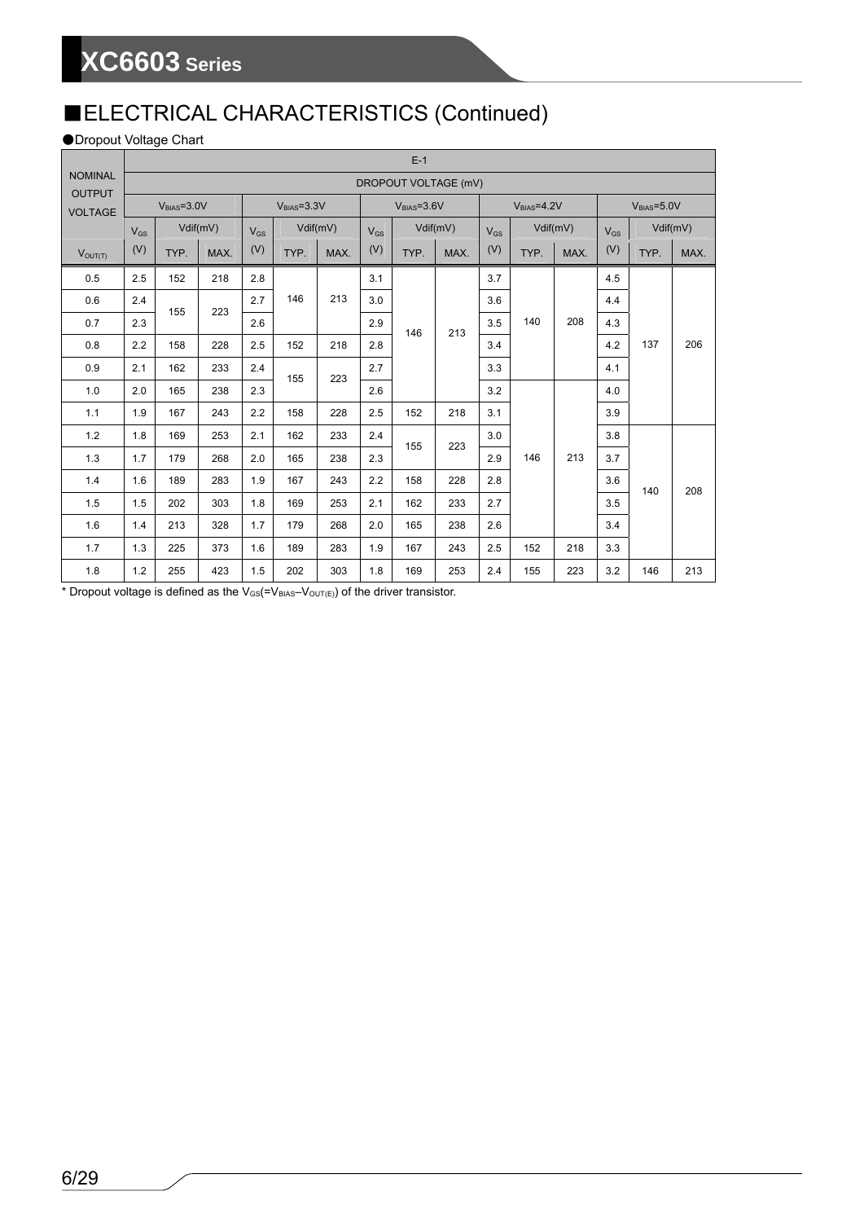## ■ELECTRICAL CHARACTERISTICS (Continued)

●Dropout Voltage Chart

| NOMINAL OUTPUT VOLTAGE | E-1 | | | | | | | | | | | | | | |
|---|---|---|---|---|---|---|---|---|---|---|---|---|---|---|---|
| | DROPOUT VOLTAGE (mV) | | | | | | | | | | | | | | |
| | $V_{BIAS}$=3.0V | | | $V_{BIAS}$=3.3V | | | $V_{BIAS}$=3.6V | | | $V_{BIAS}$=4.2V | | | $V_{BIAS}$=5.0V | | |
| | $V_{GS}$ | Vdif(mV) | | $V_{GS}$ | Vdif(mV) | | $V_{GS}$ | Vdif(mV) | | $V_{GS}$ | Vdif(mV) | | $V_{GS}$ | Vdif(mV) | |
| $V_{OUT(T)}$ | (V) | TYP. | MAX. | (V) | TYP. | MAX. | (V) | TYP. | MAX. | (V) | TYP. | MAX. | (V) | TYP. | MAX. |
| 0.5 | 2.5 | 152 | 218 | 2.8 | 146 | 213 | 3.1 | 146 | 213 | 3.7 | 140 | 208 | 4.5 | 137 | 206 |
| 0.6 | 2.4 | 155 | 223 | 2.7 | 146 | 213 | 3.0 | 146 | 213 | 3.6 | 140 | 208 | 4.4 | 137 | 206 |
| 0.7 | 2.3 | 155 | 223 | 2.6 | 146 | 213 | 2.9 | 146 | 213 | 3.5 | 140 | 208 | 4.3 | 137 | 206 |
| 0.8 | 2.2 | 158 | 228 | 2.5 | 152 | 218 | 2.8 | 146 | 213 | 3.4 | 140 | 208 | 4.2 | 137 | 206 |
| 0.9 | 2.1 | 162 | 233 | 2.4 | 155 | 223 | 2.7 | 146 | 213 | 3.3 | 140 | 208 | 4.1 | 137 | 206 |
| 1.0 | 2.0 | 165 | 238 | 2.3 | 155 | 223 | 2.6 | 146 | 213 | 3.2 | 146 | 213 | 4.0 | 137 | 206 |
| 1.1 | 1.9 | 167 | 243 | 2.2 | 158 | 228 | 2.5 | 152 | 218 | 3.1 | 146 | 213 | 3.9 | 137 | 206 |
| 1.2 | 1.8 | 169 | 253 | 2.1 | 162 | 233 | 2.4 | 155 | 223 | 3.0 | 146 | 213 | 3.8 | 140 | 208 |
| 1.3 | 1.7 | 179 | 268 | 2.0 | 165 | 238 | 2.3 | 155 | 223 | 2.9 | 146 | 213 | 3.7 | 140 | 208 |
| 1.4 | 1.6 | 189 | 283 | 1.9 | 167 | 243 | 2.2 | 158 | 228 | 2.8 | 146 | 213 | 3.6 | 140 | 208 |
| 1.5 | 1.5 | 202 | 303 | 1.8 | 169 | 253 | 2.1 | 162 | 233 | 2.7 | 146 | 213 | 3.5 | 140 | 208 |
| 1.6 | 1.4 | 213 | 328 | 1.7 | 179 | 268 | 2.0 | 165 | 238 | 2.6 | 146 | 213 | 3.4 | 140 | 208 |
| 1.7 | 1.3 | 225 | 373 | 1.6 | 189 | 283 | 1.9 | 167 | 243 | 2.5 | 152 | 218 | 3.3 | 140 | 208 |
| 1.8 | 1.2 | 255 | 423 | 1.5 | 202 | 303 | 1.8 | 169 | 253 | 2.4 | 155 | 223 | 3.2 | 146 | 213 |

* Dropout voltage is defined as the $V_{GS}$(=$V_{BIAS}$–$V_{OUT(E)}$) of the driver transistor.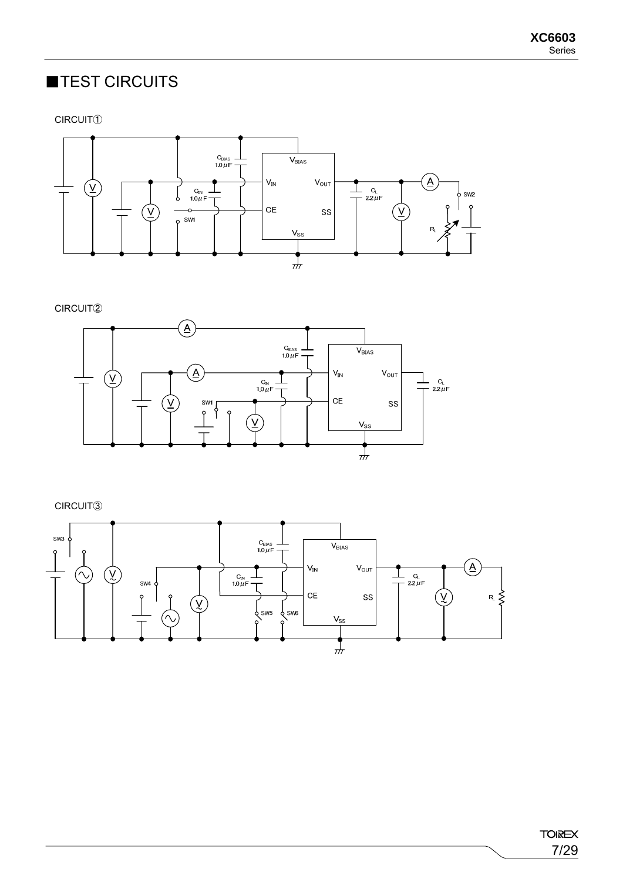## ■TEST CIRCUITS

CIRCUIT①

CIRCUIT②

CIRCUIT③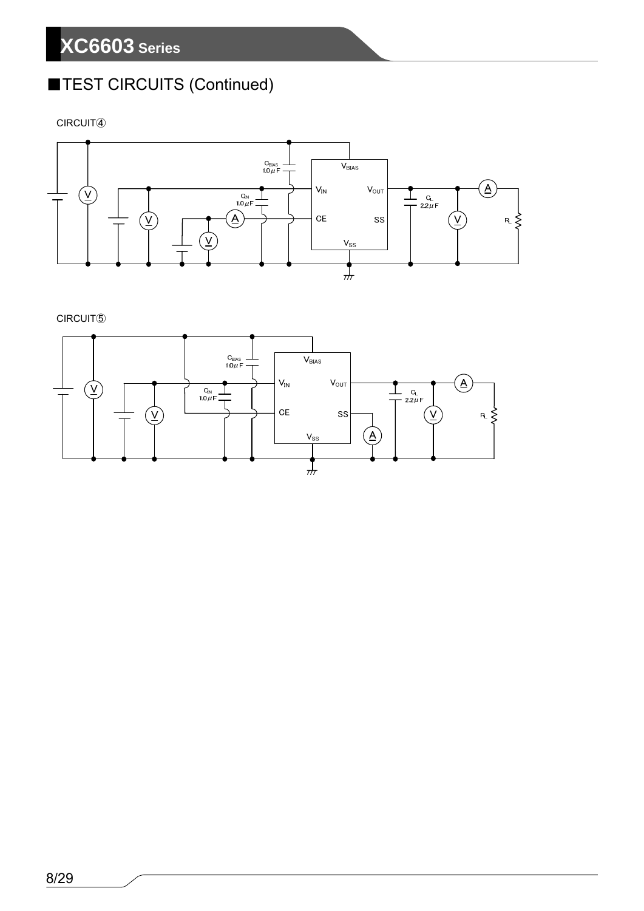## ■TEST CIRCUITS (Continued)

CIRCUIT④

CIRCUIT⑤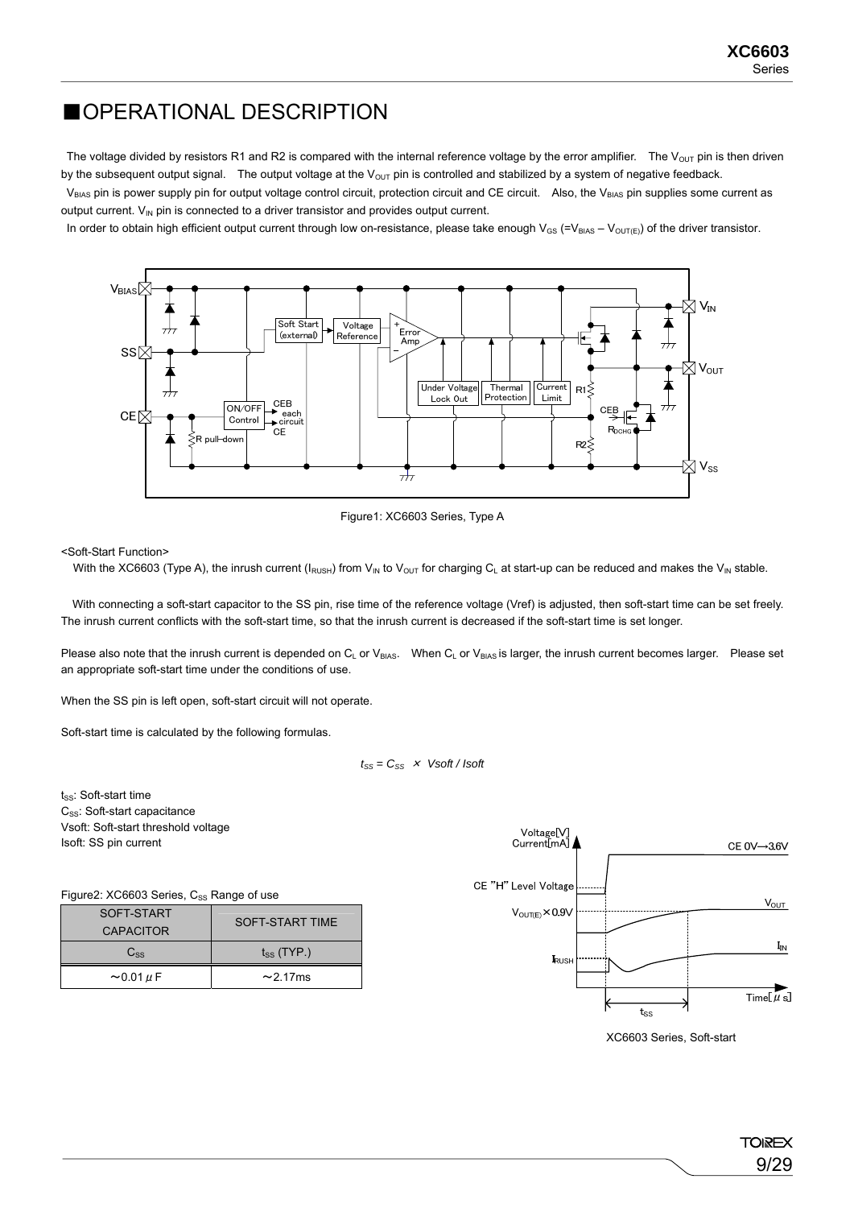## ■OPERATIONAL DESCRIPTION

The voltage divided by resistors R1 and R2 is compared with the internal reference voltage by the error amplifier. The $V_{OUT}$ pin is then driven by the subsequent output signal. The output voltage at the $V_{OUT}$ pin is controlled and stabilized by a system of negative feedback.

$V_{BIAS}$ pin is power supply pin for output voltage control circuit, protection circuit and CE circuit. Also, the $V_{BIAS}$ pin supplies some current as output current. $V_{IN}$ pin is connected to a driver transistor and provides output current.

In order to obtain high efficient output current through low on-resistance, please take enough $V_{GS}$ (=$V_{BIAS}$ – $V_{OUT(E)}$) of the driver transistor.

Figure1: XC6603 Series, Type A

<Soft-Start Function>

With the XC6603 (Type A), the inrush current ($I_{RUSH}$) from $V_{IN}$ to $V_{OUT}$ for charging $C_L$ at start-up can be reduced and makes the $V_{IN}$ stable.

With connecting a soft-start capacitor to the SS pin, rise time of the reference voltage (Vref) is adjusted, then soft-start time can be set freely. The inrush current conflicts with the soft-start time, so that the inrush current is decreased if the soft-start time is set longer.

Please also note that the inrush current is depended on $C_L$ or $V_{BIAS}$. When $C_L$ or $V_{BIAS}$ is larger, the inrush current becomes larger. Please set an appropriate soft-start time under the conditions of use.

When the SS pin is left open, soft-start circuit will not operate.

Soft-start time is calculated by the following formulas.

$$t_{SS} = C_{SS} \times Vsoft / Isoft$$

$t_{SS}$: Soft-start time
$C_{SS}$: Soft-start capacitance
Vsoft: Soft-start threshold voltage
Isoft: SS pin current

Figure2: XC6603 Series, $C_{SS}$ Range of use

| SOFT-START CAPACITOR | SOFT-START TIME |
|---|---|
| $C_{SS}$ | $t_{SS}$ (TYP.) |
| ~0.01μF | ~2.17ms |

XC6603 Series, Soft-start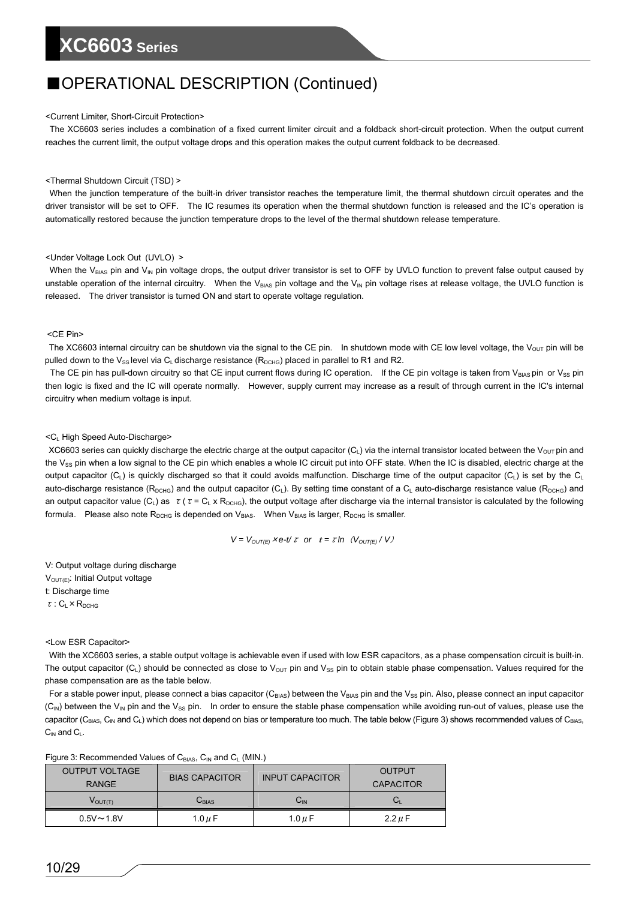## ■OPERATIONAL DESCRIPTION (Continued)

<Current Limiter, Short-Circuit Protection>

The XC6603 series includes a combination of a fixed current limiter circuit and a foldback short-circuit protection. When the output current reaches the current limit, the output voltage drops and this operation makes the output current foldback to be decreased.

<Thermal Shutdown Circuit (TSD) >

When the junction temperature of the built-in driver transistor reaches the temperature limit, the thermal shutdown circuit operates and the driver transistor will be set to OFF. The IC resumes its operation when the thermal shutdown function is released and the IC's operation is automatically restored because the junction temperature drops to the level of the thermal shutdown release temperature.

<Under Voltage Lock Out (UVLO) >

When the $V_{BIAS}$ pin and $V_{IN}$ pin voltage drops, the output driver transistor is set to OFF by UVLO function to prevent false output caused by unstable operation of the internal circuitry. When the $V_{BIAS}$ pin voltage and the $V_{IN}$ pin voltage rises at release voltage, the UVLO function is released. The driver transistor is turned ON and start to operate voltage regulation.

<CE Pin>

The XC6603 internal circuitry can be shutdown via the signal to the CE pin. In shutdown mode with CE low level voltage, the $V_{OUT}$ pin will be pulled down to the $V_{SS}$ level via $C_L$ discharge resistance ($R_{DCHG}$) placed in parallel to R1 and R2.

The CE pin has pull-down circuitry so that CE input current flows during IC operation. If the CE pin voltage is taken from $V_{BIAS}$ pin or $V_{SS}$ pin then logic is fixed and the IC will operate normally. However, supply current may increase as a result of through current in the IC's internal circuitry when medium voltage is input.

<$C_L$ High Speed Auto-Discharge>

XC6603 series can quickly discharge the electric charge at the output capacitor ($C_L$) via the internal transistor located between the $V_{OUT}$ pin and the $V_{SS}$ pin when a low signal to the CE pin which enables a whole IC circuit put into OFF state. When the IC is disabled, electric charge at the output capacitor ($C_L$) is quickly discharged so that it could avoids malfunction. Discharge time of the output capacitor ($C_L$) is set by the $C_L$ auto-discharge resistance ($R_{DCHG}$) and the output capacitor ($C_L$). By setting time constant of a $C_L$ auto-discharge resistance value ($R_{DCHG}$) and an output capacitor value ($C_L$) as $\tau$ ($\tau = C_L \times R_{DCHG}$), the output voltage after discharge via the internal transistor is calculated by the following formula. Please also note $R_{DCHG}$ is depended on $V_{BIAS}$. When $V_{BIAS}$ is larger, $R_{DCHG}$ is smaller.

$$V = V_{OUT(E)} \times e^{-t/\tau} \quad \text{or} \quad t = \tau \ln (V_{OUT(E)} / V)$$

V: Output voltage during discharge
$V_{OUT(E)}$: Initial Output voltage
t: Discharge time
$\tau$ : $C_L \times R_{DCHG}$

<Low ESR Capacitor>

With the XC6603 series, a stable output voltage is achievable even if used with low ESR capacitors, as a phase compensation circuit is built-in. The output capacitor ($C_L$) should be connected as close to $V_{OUT}$ pin and $V_{SS}$ pin to obtain stable phase compensation. Values required for the phase compensation are as the table below.

For a stable power input, please connect a bias capacitor ($C_{BIAS}$) between the $V_{BIAS}$ pin and the $V_{SS}$ pin. Also, please connect an input capacitor ($C_{IN}$) between the $V_{IN}$ pin and the $V_{SS}$ pin. In order to ensure the stable phase compensation while avoiding run-out of values, please use the capacitor ($C_{BIAS}$, $C_{IN}$ and $C_L$) which does not depend on bias or temperature too much. The table below (Figure 3) shows recommended values of $C_{BIAS}$, $C_{IN}$ and $C_L$.

Figure 3: Recommended Values of $C_{BIAS}$, $C_{IN}$ and $C_L$ (MIN.)

| OUTPUT VOLTAGE RANGE | BIAS CAPACITOR | INPUT CAPACITOR | OUTPUT CAPACITOR |
|---|---|---|---|
| $V_{OUT(T)}$ | $C_{BIAS}$ | $C_{IN}$ | $C_L$ |
| 0.5V～1.8V | 1.0μF | 1.0μF | 2.2μF |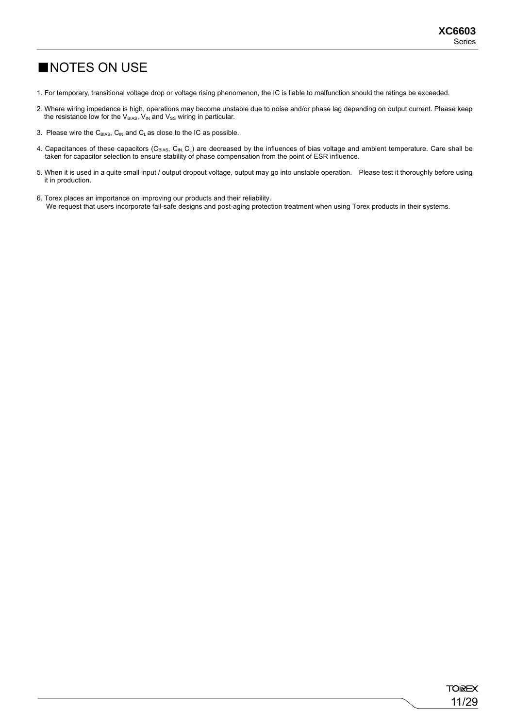# ■NOTES ON USE

1. For temporary, transitional voltage drop or voltage rising phenomenon, the IC is liable to malfunction should the ratings be exceeded.

2. Where wiring impedance is high, operations may become unstable due to noise and/or phase lag depending on output current. Please keep the resistance low for the $V_{BIAS}$, $V_{IN}$ and $V_{SS}$ wiring in particular.

3. Please wire the $C_{BIAS}$, $C_{IN}$ and $C_L$ as close to the IC as possible.

4. Capacitances of these capacitors ($C_{BIAS}$, $C_{IN}$, $C_L$) are decreased by the influences of bias voltage and ambient temperature. Care shall be taken for capacitor selection to ensure stability of phase compensation from the point of ESR influence.

5. When it is used in a quite small input / output dropout voltage, output may go into unstable operation. Please test it thoroughly before using it in production.

6. Torex places an importance on improving our products and their reliability.
   We request that users incorporate fail-safe designs and post-aging protection treatment when using Torex products in their systems.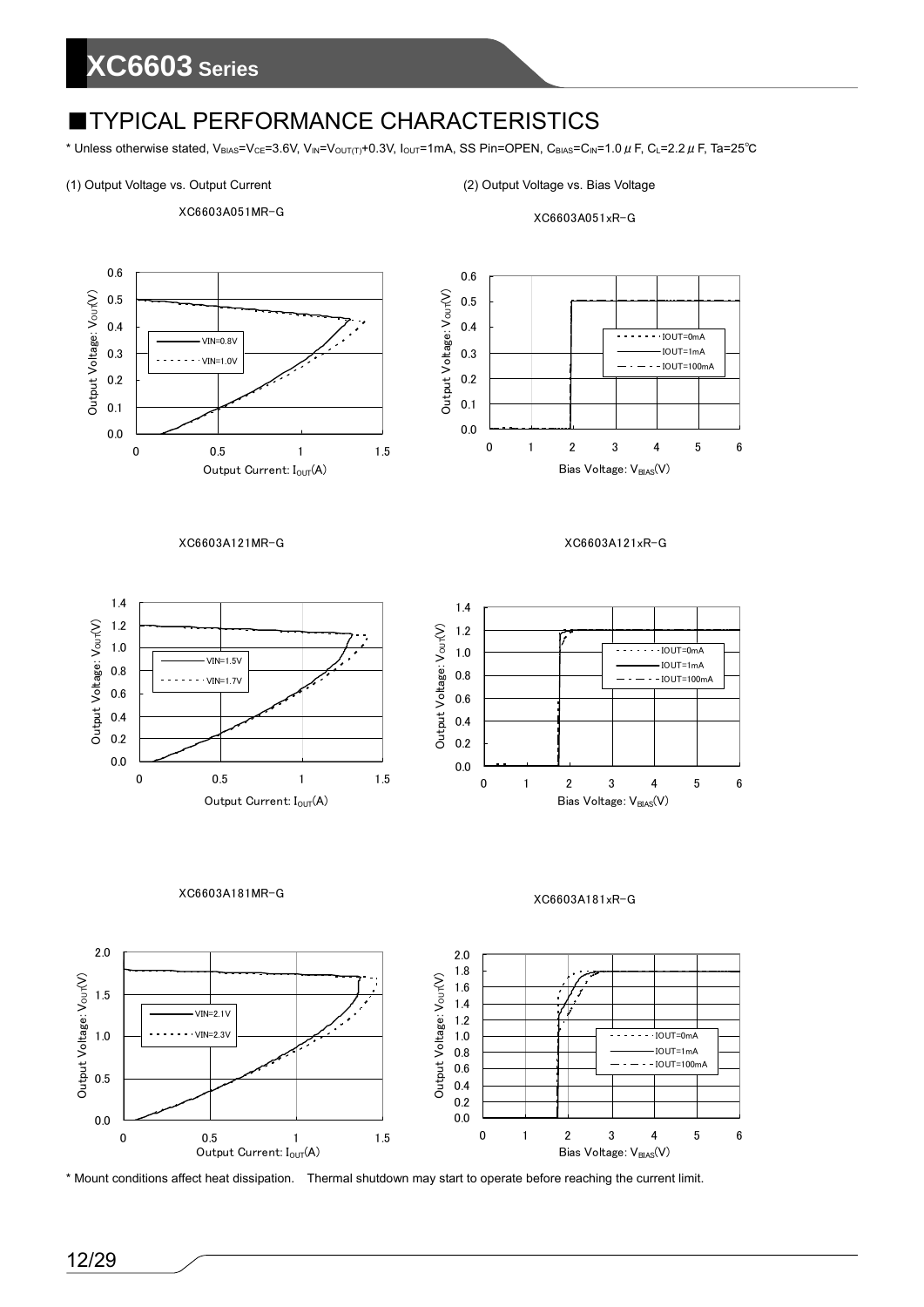## ■TYPICAL PERFORMANCE CHARACTERISTICS

* Unless otherwise stated, $V_{BIAS}$=$V_{CE}$=3.6V, $V_{IN}$=$V_{OUT(T)}$+0.3V, $I_{OUT}$=1mA, SS Pin=OPEN, $C_{BIAS}$=$C_{IN}$=1.0μF, $C_L$=2.2μF, Ta=25℃

(1) Output Voltage vs. Output Current

XC6603A051MR-G

XC6603A121MR-G

XC6603A181MR-G

(2) Output Voltage vs. Bias Voltage

XC6603A051xR-G

XC6603A121xR-G

XC6603A181xR-G

* Mount conditions affect heat dissipation.  Thermal shutdown may start to operate before reaching the current limit.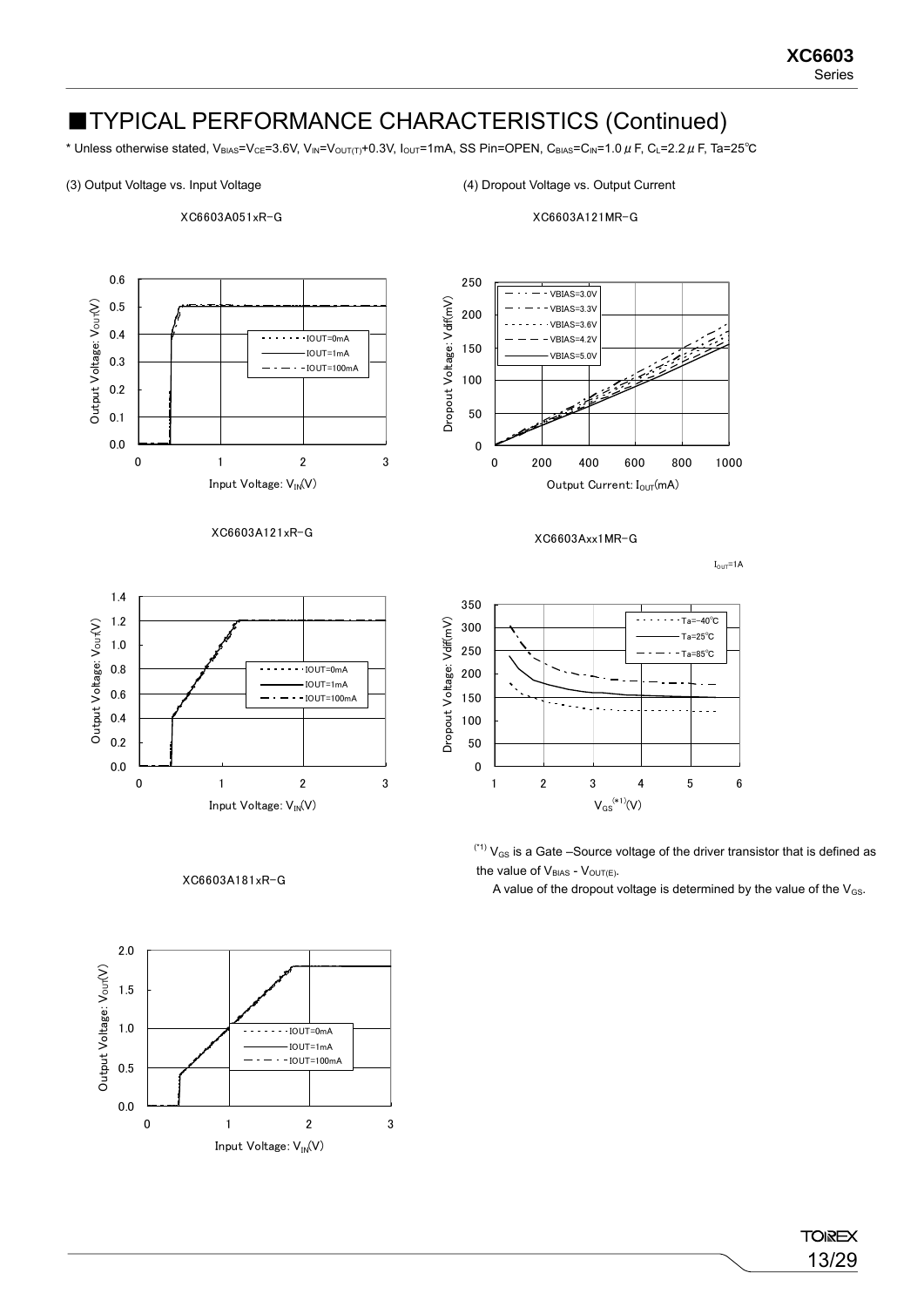## ■TYPICAL PERFORMANCE CHARACTERISTICS (Continued)

\* Unless otherwise stated, $V_{BIAS}=V_{CE}=3.6V$, $V_{IN}=V_{OUT(T)}+0.3V$, $I_{OUT}=1mA$, SS Pin=OPEN, $C_{BIAS}=C_{IN}=1.0\mu F$, $C_L=2.2\mu F$, Ta=25℃

(3) Output Voltage vs. Input Voltage

XC6603A051xR-G

XC6603A121xR-G

XC6603A181xR-G

(4) Dropout Voltage vs. Output Current

XC6603A121MR-G

XC6603Axx1MR-G

$I_{OUT}$=1A

(*1) $V_{GS}$ is a Gate –Source voltage of the driver transistor that is defined as the value of $V_{BIAS}$ - $V_{OUT(E)}$.

A value of the dropout voltage is determined by the value of the $V_{GS}$.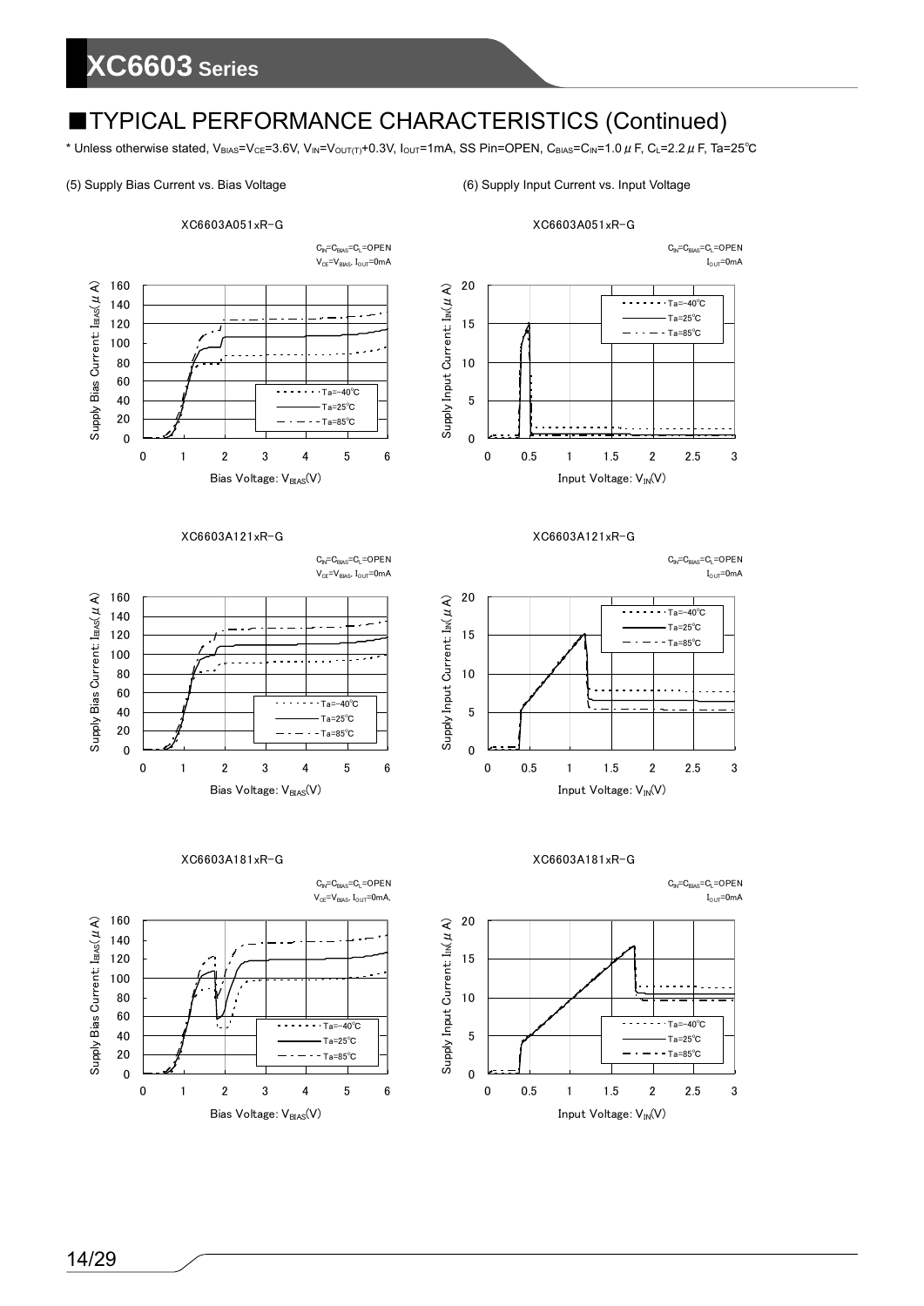## ■TYPICAL PERFORMANCE CHARACTERISTICS (Continued)

\* Unless otherwise stated, $V_{BIAS}=V_{CE}=3.6V$, $V_{IN}=V_{OUT(T)}+0.3V$, $I_{OUT}=1mA$, SS Pin=OPEN, $C_{BIAS}=C_{IN}=1.0\mu F$, $C_L=2.2\mu F$, Ta=25℃

(5) Supply Bias Current vs. Bias Voltage

XC6603A051xR-G

$C_{IN}=C_{BIAS}=C_L$=OPEN
$V_{CE}=V_{BIAS}$, $I_{OUT}$=0mA

XC6603A121xR-G

$C_{IN}=C_{BIAS}=C_L$=OPEN
$V_{CE}=V_{BIAS}$, $I_{OUT}$=0mA

XC6603A181xR-G

$C_{IN}=C_{BIAS}=C_L$=OPEN
$V_{CE}=V_{BIAS}$, $I_{OUT}$=0mA,

(6) Supply Input Current vs. Input Voltage

XC6603A051xR-G

$C_{IN}=C_{BIAS}=C_L$=OPEN
$I_{OUT}$=0mA

XC6603A121xR-G

$C_{IN}=C_{BIAS}=C_L$=OPEN
$I_{OUT}$=0mA

XC6603A181xR-G

$C_{IN}=C_{BIAS}=C_L$=OPEN
$I_{OUT}$=0mA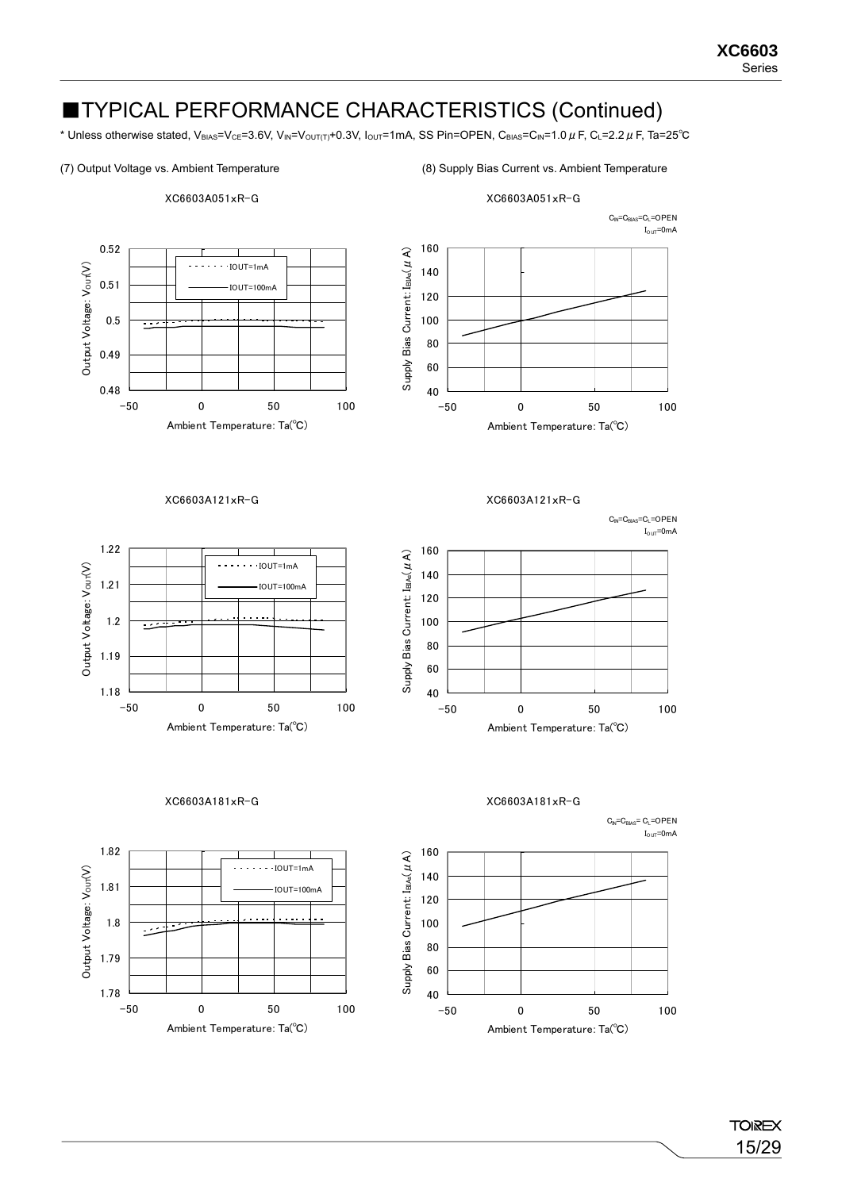# ■TYPICAL PERFORMANCE CHARACTERISTICS (Continued)

\* Unless otherwise stated, $V_{BIAS}$=$V_{CE}$=3.6V, $V_{IN}$=$V_{OUT(T)}$+0.3V, $I_{OUT}$=1mA, SS Pin=OPEN, $C_{BIAS}$=$C_{IN}$=1.0$\mu$F, $C_L$=2.2$\mu$F, Ta=25℃

(7) Output Voltage vs. Ambient Temperature

XC6603A051xR-G

XC6603A121xR-G

XC6603A181xR-G

(8) Supply Bias Current vs. Ambient Temperature

XC6603A051xR-G

$C_{IN}$=$C_{BIAS}$=$C_L$=OPEN
$I_{OUT}$=0mA

XC6603A121xR-G

$C_{IN}$=$C_{BIAS}$=$C_L$=OPEN
$I_{OUT}$=0mA

XC6603A181xR-G

$C_{IN}$=$C_{BIAS}$=$C_L$=OPEN
$I_{OUT}$=0mA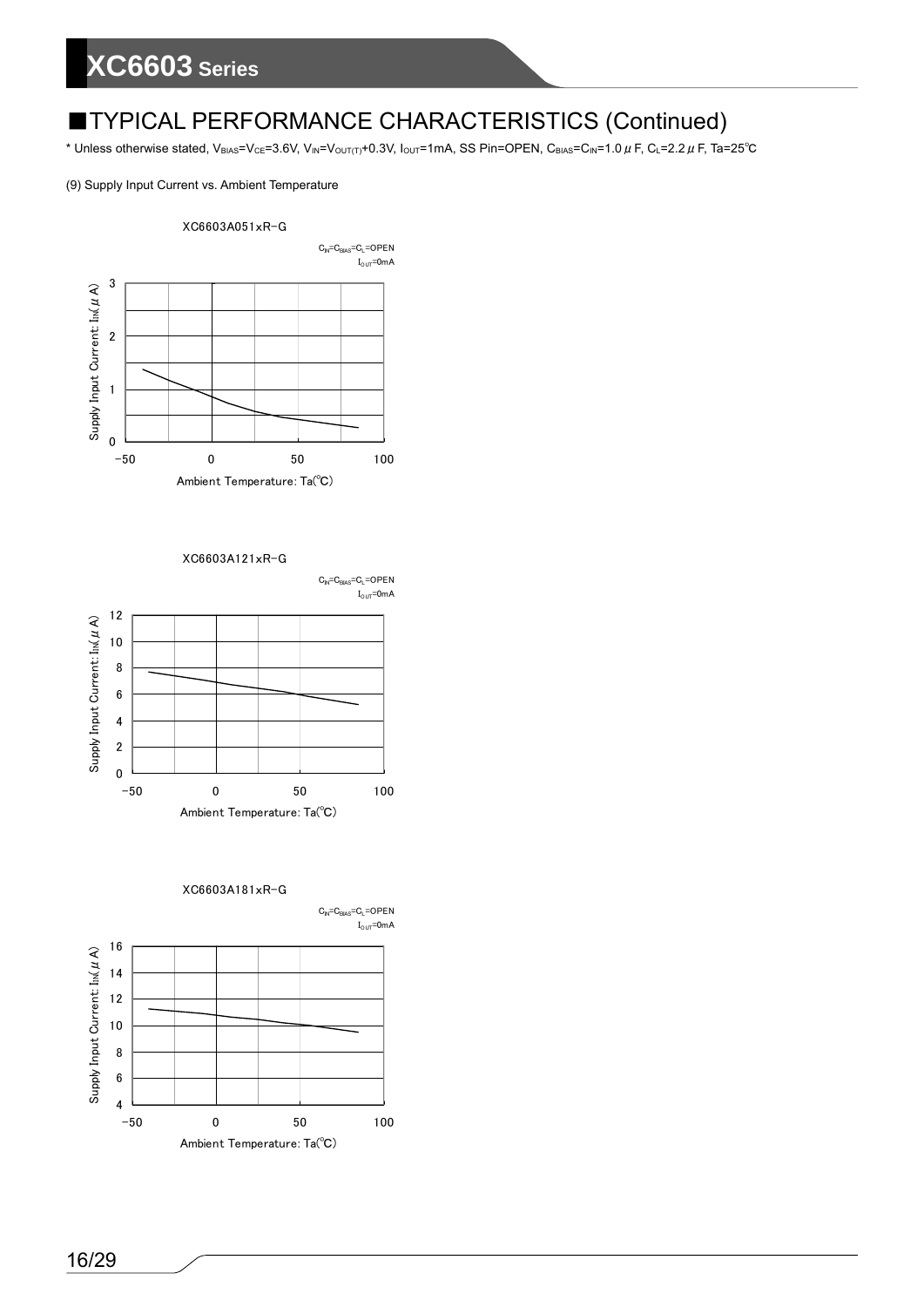## ■TYPICAL PERFORMANCE CHARACTERISTICS (Continued)

* Unless otherwise stated, $V_{BIAS}$=$V_{CE}$=3.6V, $V_{IN}$=$V_{OUT(T)}$+0.3V, $I_{OUT}$=1mA, SS Pin=OPEN, $C_{BIAS}$=$C_{IN}$=1.0μF, $C_L$=2.2μF, Ta=25℃

(9) Supply Input Current vs. Ambient Temperature

XC6603A051xR-G

$C_{IN}$=$C_{BIAS}$=$C_L$=OPEN
$I_{OUT}$=0mA

Supply Input Current: $I_{IN}$(μA)

Ambient Temperature: Ta(℃)

XC6603A121xR-G

$C_{IN}$=$C_{BIAS}$=$C_L$=OPEN
$I_{OUT}$=0mA

Supply Input Current: $I_{IN}$(μA)

Ambient Temperature: Ta(℃)

XC6603A181xR-G

$C_{IN}$=$C_{BIAS}$=$C_L$=OPEN
$I_{OUT}$=0mA

Supply Input Current: $I_{IN}$(μA)

Ambient Temperature: Ta(℃)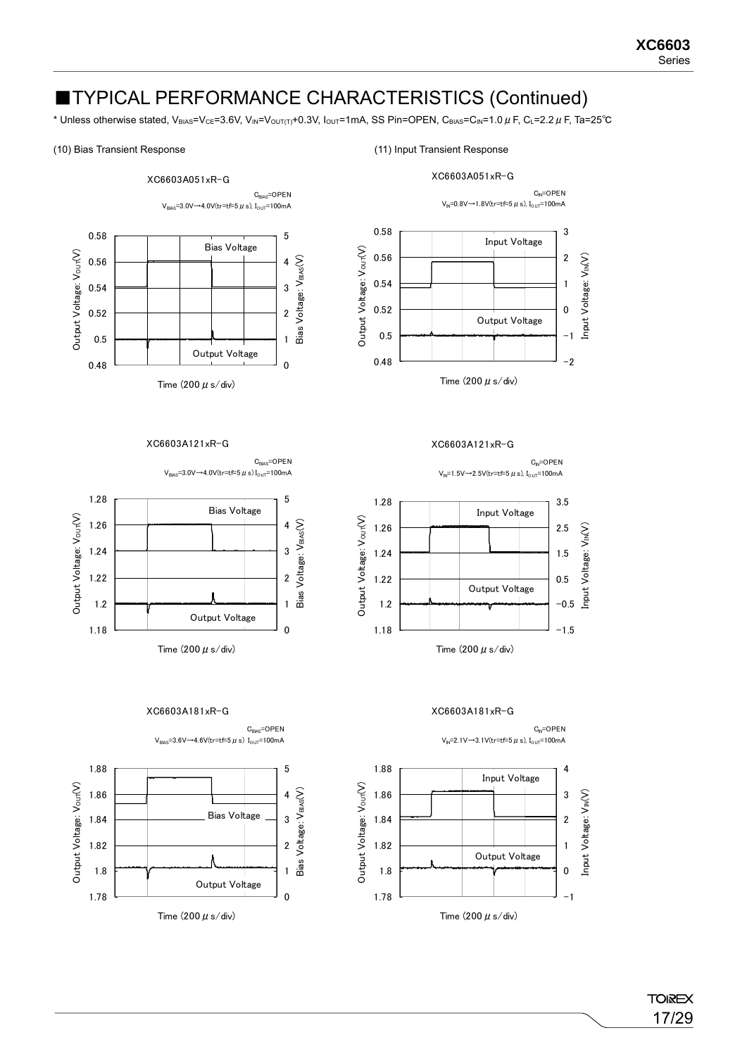# ■TYPICAL PERFORMANCE CHARACTERISTICS (Continued)

\* Unless otherwise stated, $V_{BIAS}$=$V_{CE}$=3.6V, $V_{IN}$=$V_{OUT(T)}$+0.3V, $I_{OUT}$=1mA, SS Pin=OPEN, $C_{BIAS}$=$C_{IN}$=1.0$\mu$F, $C_L$=2.2$\mu$F, Ta=25℃

(10) Bias Transient Response

XC6603A051xR-G

$C_{BIAS}$=OPEN
$V_{BIAS}$=3.0V→4.0V(tr=tf=5$\mu$s), $I_{OUT}$=100mA

XC6603A121xR-G

$C_{BIAS}$=OPEN
$V_{BIAS}$=3.0V→4.0V(tr=tf=5$\mu$s) $I_{OUT}$=100mA

XC6603A181xR-G

$C_{BIAS}$=OPEN
$V_{BIAS}$=3.6V→4.6V(tr=tf=5$\mu$s) $I_{OUT}$=100mA

(11) Input Transient Response

XC6603A051xR-G

$C_{IN}$=OPEN
$V_{IN}$=0.8V→1.8V(tr=tf=5$\mu$s), $I_{OUT}$=100mA

XC6603A121xR-G

$C_{IN}$=OPEN
$V_{IN}$=1.5V→2.5V(tr=tf=5$\mu$s), $I_{OUT}$=100mA

XC6603A181xR-G

$C_{IN}$=OPEN
$V_{IN}$=2.1V→3.1V(tr=tf=5$\mu$s), $I_{OUT}$=100mA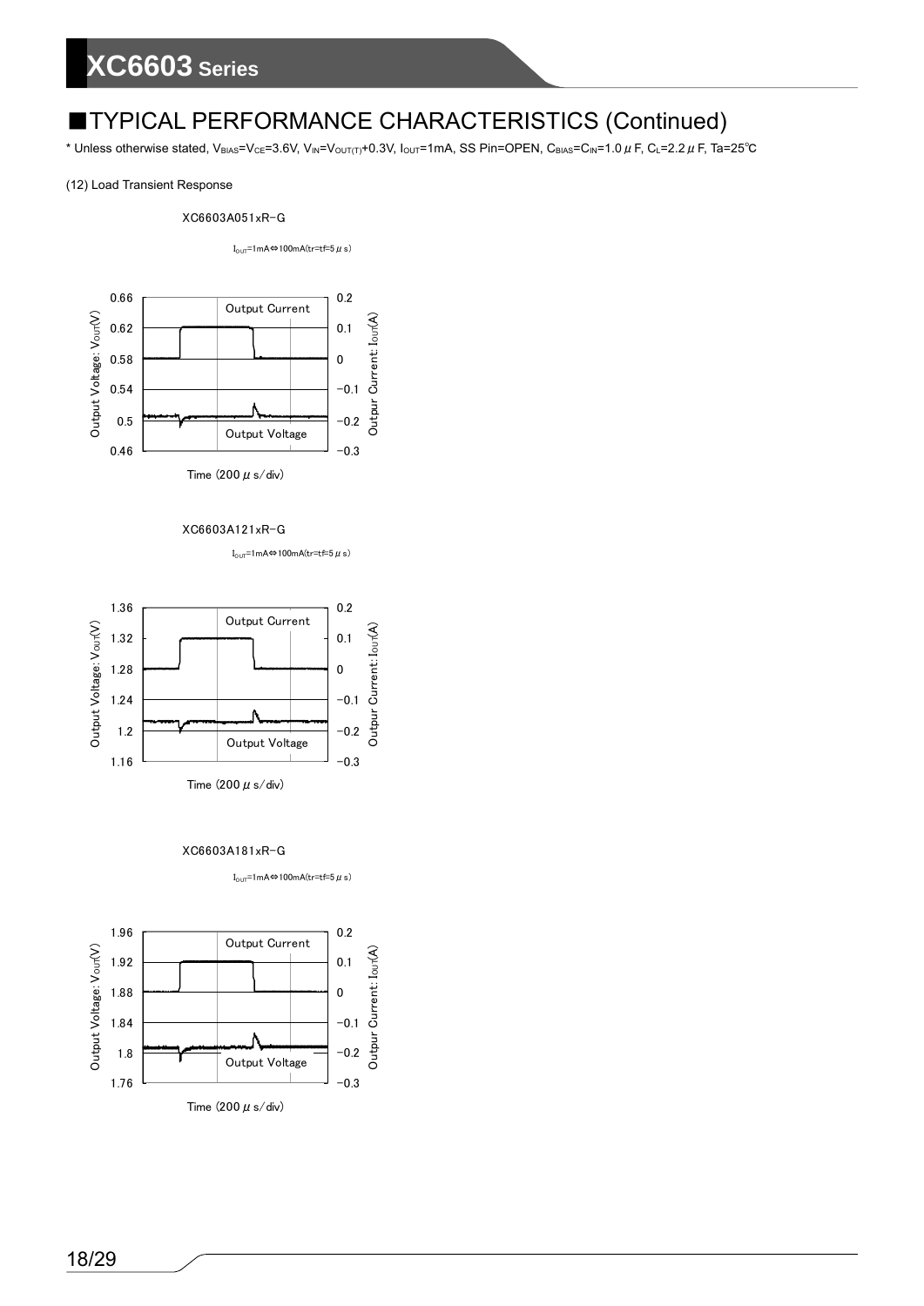## ■TYPICAL PERFORMANCE CHARACTERISTICS (Continued)

\* Unless otherwise stated, $V_{BIAS}=V_{CE}=3.6V$, $V_{IN}=V_{OUT(T)}+0.3V$, $I_{OUT}=1mA$, SS Pin=OPEN, $C_{BIAS}=C_{IN}=1.0\mu F$, $C_L=2.2\mu F$, Ta=25℃

(12) Load Transient Response

XC6603A051xR-G

$I_{OUT}$=1mA⇔100mA(tr=tf=5$\mu$s)

Output Current

Output Voltage

Output Voltage: $V_{OUT}$(V)

Outpur Current: $I_{OUT}$(A)

Time (200$\mu$s/div)

XC6603A121xR-G

$I_{OUT}$=1mA⇔100mA(tr=tf=5$\mu$s)

Output Current

Output Voltage

Output Voltage: $V_{OUT}$(V)

Outpur Current: $I_{OUT}$(A)

Time (200$\mu$s/div)

XC6603A181xR-G

$I_{OUT}$=1mA⇔100mA(tr=tf=5$\mu$s)

Output Current

Output Voltage

Output Voltage: $V_{OUT}$(V)

Outpur Current: $I_{OUT}$(A)

Time (200$\mu$s/div)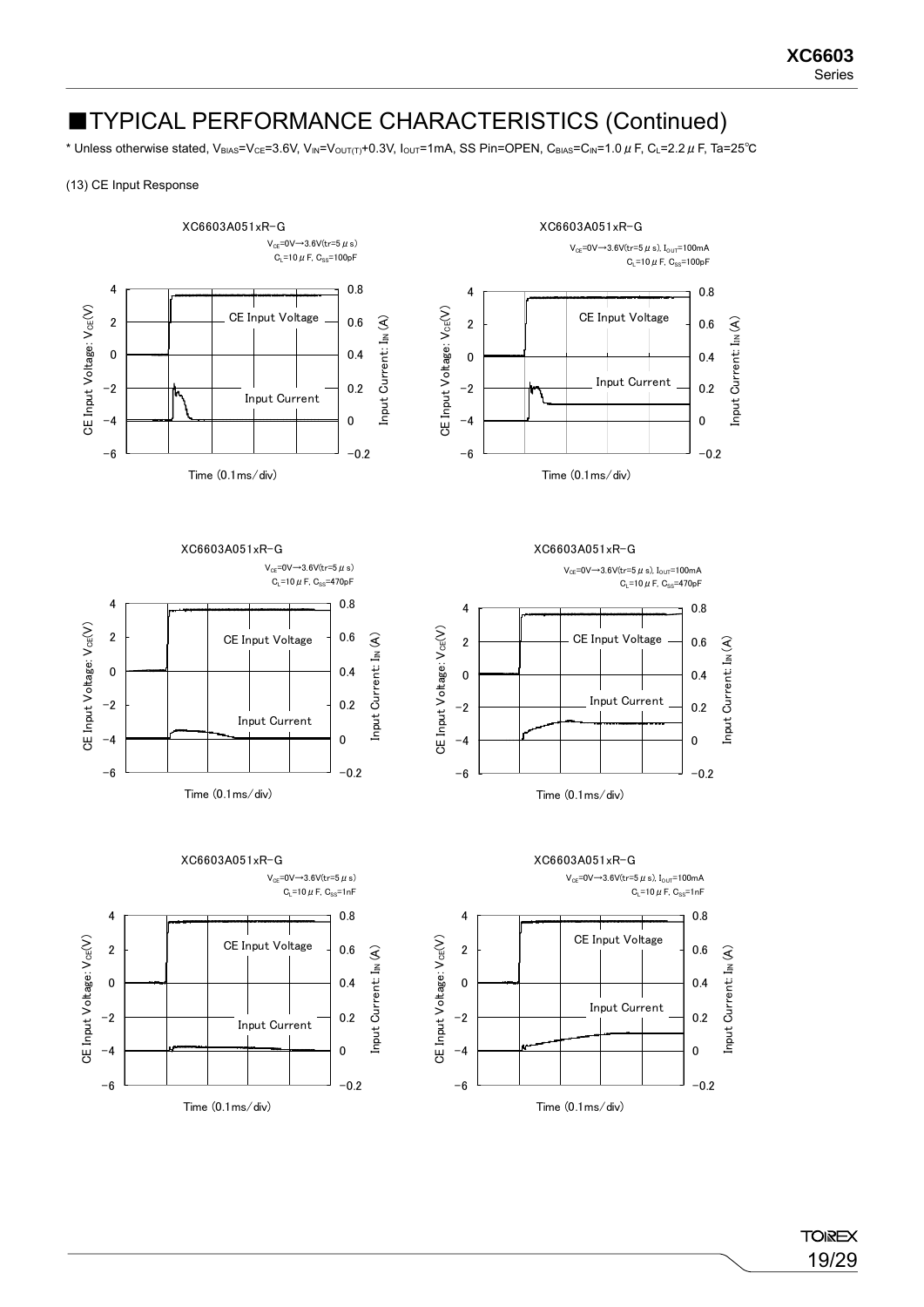## ■TYPICAL PERFORMANCE CHARACTERISTICS (Continued)

* Unless otherwise stated, $V_{BIAS}$=$V_{CE}$=3.6V, $V_{IN}$=$V_{OUT(T)}$+0.3V, $I_{OUT}$=1mA, SS Pin=OPEN, $C_{BIAS}$=$C_{IN}$=1.0μF, $C_L$=2.2μF, Ta=25℃

(13) CE Input Response

XC6603A051xR-G
$V_{CE}$=0V→3.6V(tr=5μs)
$C_L$=10μF, $C_{SS}$=100pF

XC6603A051xR-G
$V_{CE}$=0V→3.6V(tr=5μs), $I_{OUT}$=100mA
$C_L$=10μF, $C_{SS}$=100pF

XC6603A051xR-G
$V_{CE}$=0V→3.6V(tr=5μs)
$C_L$=10μF, $C_{SS}$=470pF

XC6603A051xR-G
$V_{CE}$=0V→3.6V(tr=5μs), $I_{OUT}$=100mA
$C_L$=10μF, $C_{SS}$=470pF

XC6603A051xR-G
$V_{CE}$=0V→3.6V(tr=5μs)
$C_L$=10μF, $C_{SS}$=1nF

XC6603A051xR-G
$V_{CE}$=0V→3.6V(tr=5μs), $I_{OUT}$=100mA
$C_L$=10μF, $C_{SS}$=1nF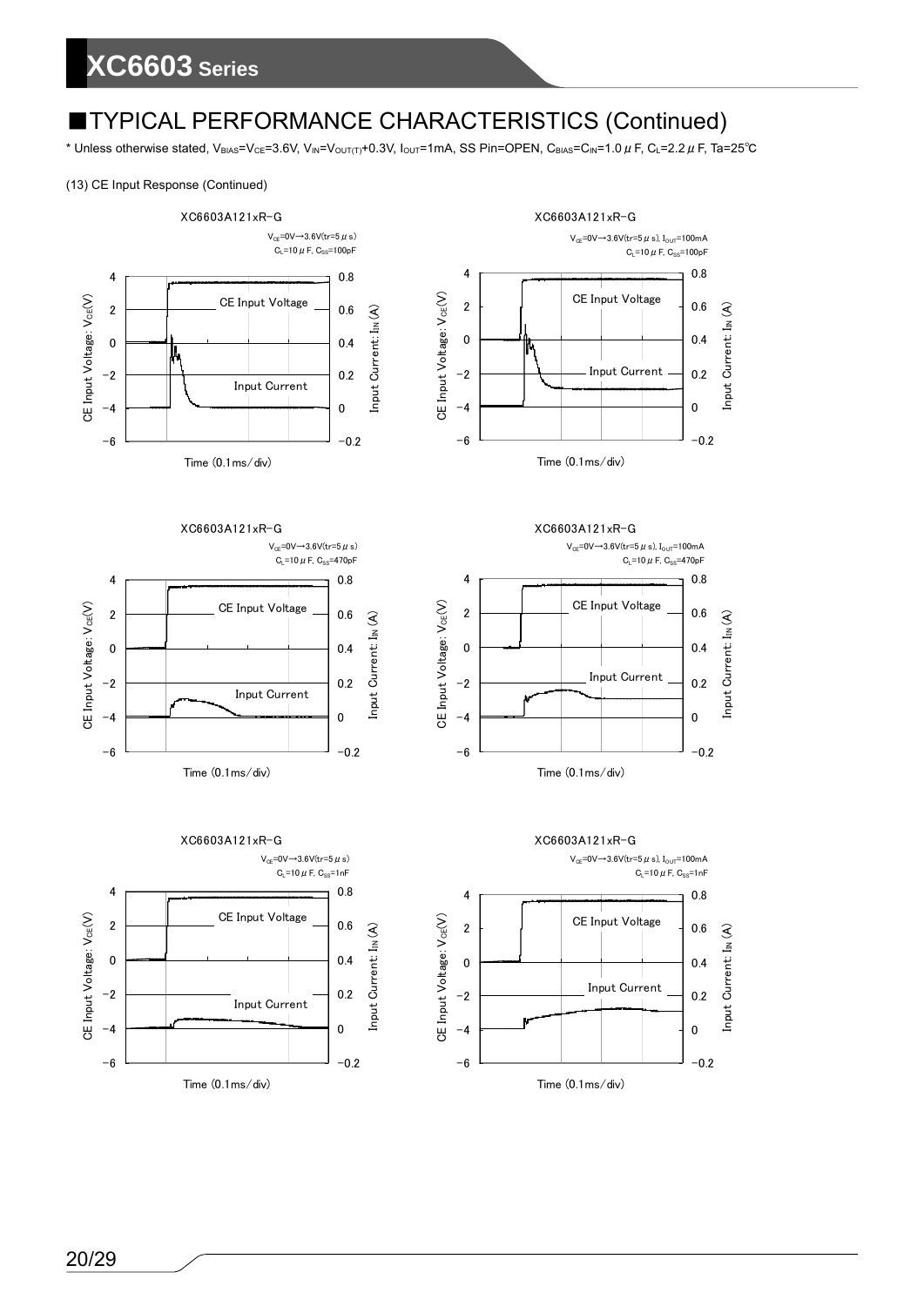## ■TYPICAL PERFORMANCE CHARACTERISTICS (Continued)

\* Unless otherwise stated, $V_{BIAS}$=$V_{CE}$=3.6V, $V_{IN}$=$V_{OUT(T)}$+0.3V, $I_{OUT}$=1mA, SS Pin=OPEN, $C_{BIAS}$=$C_{IN}$=1.0$\mu$F, $C_L$=2.2$\mu$F, Ta=25℃

(13) CE Input Response (Continued)

XC6603A121xR-G

$V_{CE}$=0V→3.6V(tr=5$\mu$s)
$C_L$=10$\mu$F, $C_{SS}$=100pF

CE Input Voltage: $V_{CE}$(V) / Input Current: $I_{IN}$ (A) / Time (0.1ms/div)

CE Input Voltage, Input Current

XC6603A121xR-G

$V_{CE}$=0V→3.6V(tr=5$\mu$s), $I_{OUT}$=100mA
$C_L$=10$\mu$F, $C_{SS}$=100pF

CE Input Voltage: $V_{CE}$(V) / Input Current: $I_{IN}$ (A) / Time (0.1ms/div)

CE Input Voltage, Input Current

XC6603A121xR-G

$V_{CE}$=0V→3.6V(tr=5$\mu$s)
$C_L$=10$\mu$F, $C_{SS}$=470pF

CE Input Voltage: $V_{CE}$(V) / Input Current: $I_{IN}$ (A) / Time (0.1ms/div)

CE Input Voltage, Input Current

XC6603A121xR-G

$V_{CE}$=0V→3.6V(tr=5$\mu$s), $I_{OUT}$=100mA
$C_L$=10$\mu$F, $C_{SS}$=470pF

CE Input Voltage: $V_{CE}$(V) / Input Current: $I_{IN}$ (A) / Time (0.1ms/div)

CE Input Voltage, Input Current

XC6603A121xR-G

$V_{CE}$=0V→3.6V(tr=5$\mu$s)
$C_L$=10$\mu$F, $C_{SS}$=1nF

CE Input Voltage: $V_{CE}$(V) / Input Current: $I_{IN}$ (A) / Time (0.1ms/div)

CE Input Voltage, Input Current

XC6603A121xR-G

$V_{CE}$=0V→3.6V(tr=5$\mu$s), $I_{OUT}$=100mA
$C_L$=10$\mu$F, $C_{SS}$=1nF

CE Input Voltage: $V_{CE}$(V) / Input Current: $I_{IN}$ (A) / Time (0.1ms/div)

CE Input Voltage, Input Current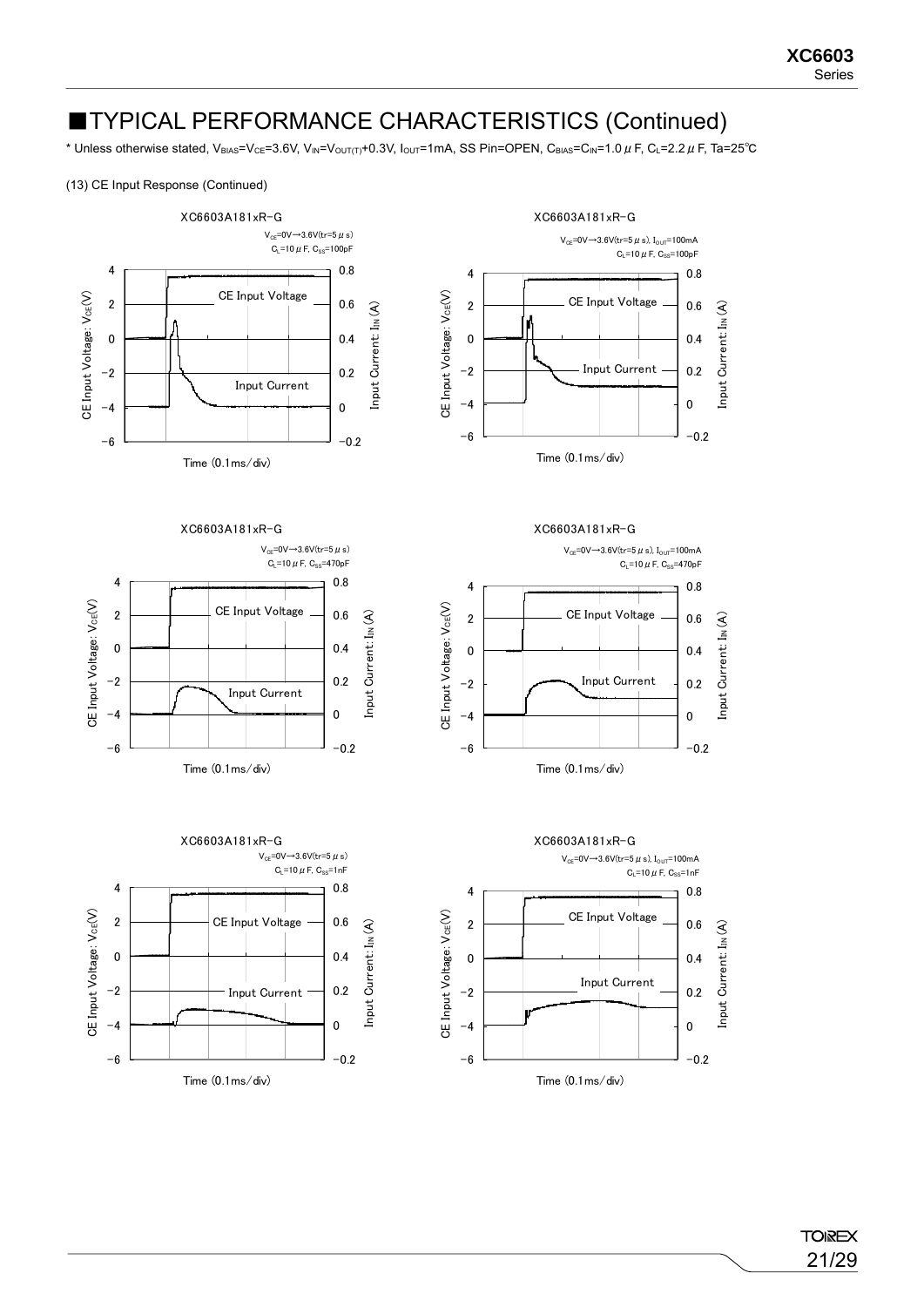# ■TYPICAL PERFORMANCE CHARACTERISTICS (Continued)

\* Unless otherwise stated, $V_{BIAS}$=$V_{CE}$=3.6V, $V_{IN}$=$V_{OUT(T)}$+0.3V, $I_{OUT}$=1mA, SS Pin=OPEN, $C_{BIAS}$=$C_{IN}$=1.0$\mu$F, $C_L$=2.2$\mu$F, Ta=25℃

(13) CE Input Response (Continued)

XC6603A181xR-G
$V_{CE}$=0V→3.6V(tr=5$\mu$s)
$C_L$=10$\mu$F, $C_{SS}$=100pF

XC6603A181xR-G
$V_{CE}$=0V→3.6V(tr=5$\mu$s), $I_{OUT}$=100mA
$C_L$=10$\mu$F, $C_{SS}$=100pF

XC6603A181xR-G
$V_{CE}$=0V→3.6V(tr=5$\mu$s)
$C_L$=10$\mu$F, $C_{SS}$=470pF

XC6603A181xR-G
$V_{CE}$=0V→3.6V(tr=5$\mu$s), $I_{OUT}$=100mA
$C_L$=10$\mu$F, $C_{SS}$=470pF

XC6603A181xR-G
$V_{CE}$=0V→3.6V(tr=5$\mu$s)
$C_L$=10$\mu$F, $C_{SS}$=1nF

XC6603A181xR-G
$V_{CE}$=0V→3.6V(tr=5$\mu$s), $I_{OUT}$=100mA
$C_L$=10$\mu$F, $C_{SS}$=1nF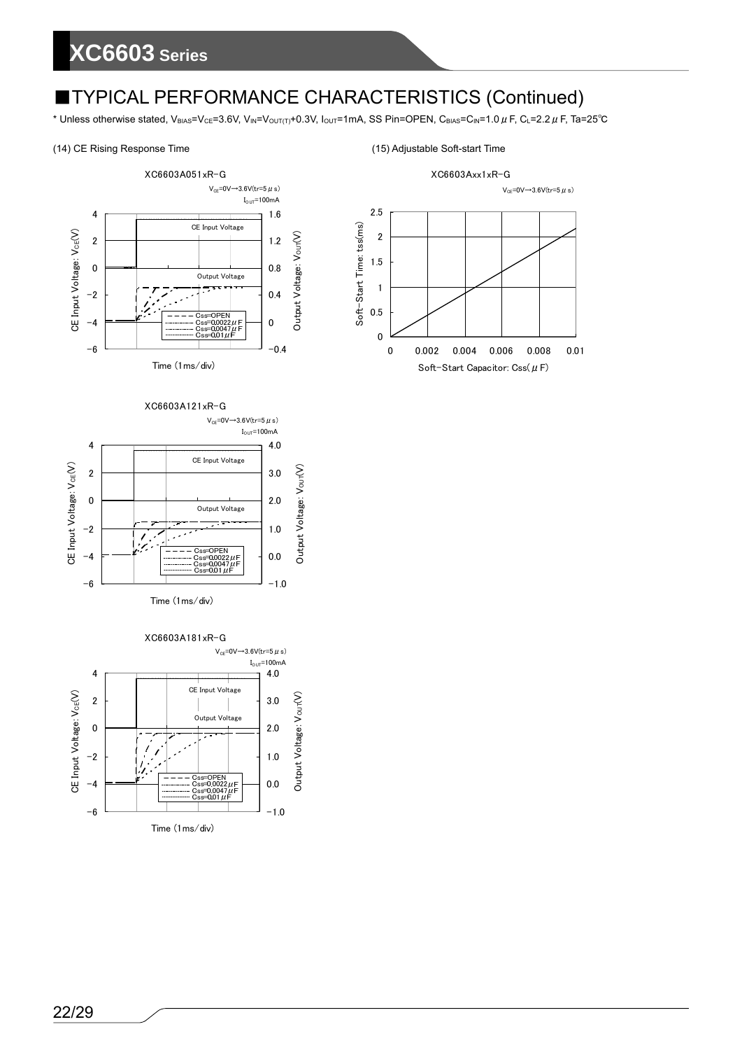## ■TYPICAL PERFORMANCE CHARACTERISTICS (Continued)

* Unless otherwise stated, $V_{BIAS}$=$V_{CE}$=3.6V, $V_{IN}$=$V_{OUT(T)}$+0.3V, $I_{OUT}$=1mA, SS Pin=OPEN, $C_{BIAS}$=$C_{IN}$=1.0μF, $C_L$=2.2μF, Ta=25℃

(14) CE Rising Response Time

XC6603A051xR-G

$V_{CE}$=0V→3.6V(tr=5μs)
$I_{OUT}$=100mA

CE Input Voltage: $V_{CE}$(V) / Output Voltage: $V_{OUT}$(V) / Time (1ms/div)

CE Input Voltage, Output Voltage; Css=OPEN, Css=0.0022μF, Css=0.0047μF, Css=0.01μF

XC6603A121xR-G

$V_{CE}$=0V→3.6V(tr=5μs)
$I_{OUT}$=100mA

CE Input Voltage: $V_{CE}$(V) / Output Voltage: $V_{OUT}$(V) / Time (1ms/div)

CE Input Voltage, Output Voltage; Css=OPEN, Css=0.0022μF, Css=0.0047μF, Css=0.01μF

XC6603A181xR-G

$V_{CE}$=0V→3.6V(tr=5μs)
$I_{OUT}$=100mA

CE Input Voltage: $V_{CE}$(V) / Output Voltage: $V_{OUT}$(V) / Time (1ms/div)

CE Input Voltage, Output Voltage; Css=OPEN, Css=0.0022μF, Css=0.0047μF, Css=0.01μF

(15) Adjustable Soft-start Time

XC6603Axx1xR-G

$V_{CE}$=0V→3.6V(tr=5μs)

Soft-Start Time: tss(ms) / Soft-Start Capacitor: Css(μF)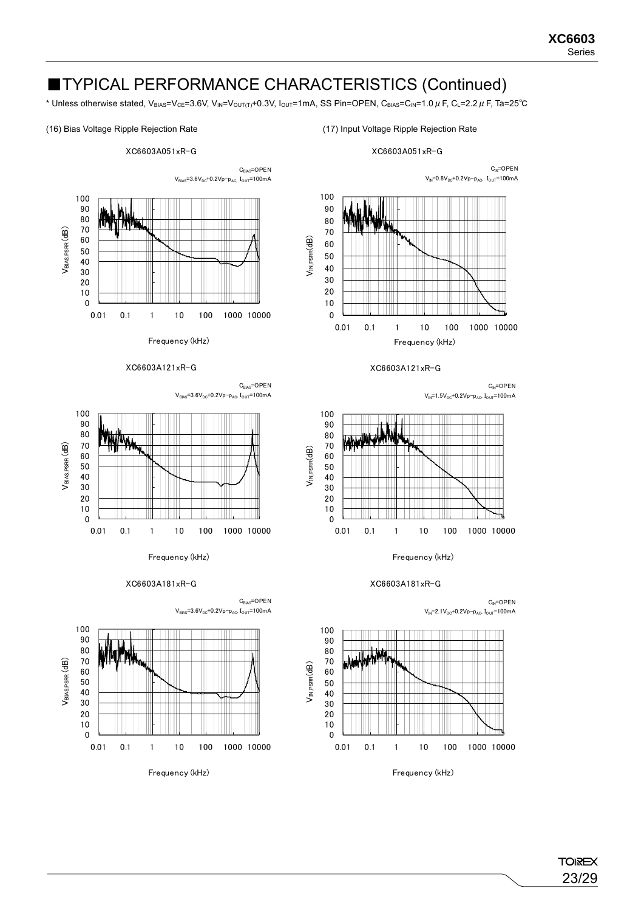## ■TYPICAL PERFORMANCE CHARACTERISTICS (Continued)

\* Unless otherwise stated, $V_{BIAS}$=$V_{CE}$=3.6V, $V_{IN}$=$V_{OUT(T)}$+0.3V, $I_{OUT}$=1mA, SS Pin=OPEN, $C_{BIAS}$=$C_{IN}$=1.0$\mu$F, $C_L$=2.2$\mu$F, Ta=25℃

(16) Bias Voltage Ripple Rejection Rate

XC6603A051xR-G

$C_{BIAS}$=OPEN
$V_{BIAS}$=3.6$V_{DC}$+0.2Vp-$p_{AC}$, $I_{OUT}$=100mA

XC6603A121xR-G

$C_{BIAS}$=OPEN
$V_{BIAS}$=3.6$V_{DC}$+0.2Vp-$p_{AC}$, $I_{OUT}$=100mA

XC6603A181xR-G

$C_{BIAS}$=OPEN
$V_{BIAS}$=3.6$V_{DC}$+0.2Vp-$p_{AC}$, $I_{OUT}$=100mA

(17) Input Voltage Ripple Rejection Rate

XC6603A051xR-G

$C_{IN}$=OPEN
$V_{IN}$=0.8$V_{DC}$+0.2Vp-$p_{AC}$, $I_{OUT}$=100mA

XC6603A121xR-G

$C_{IN}$=OPEN
$V_{IN}$=1.5$V_{DC}$+0.2Vp-$p_{AC}$, $I_{OUT}$=100mA

XC6603A181xR-G

$C_{IN}$=OPEN
$V_{IN}$=2.1$V_{DC}$+0.2Vp-$p_{AC}$, $I_{OUT}$=100mA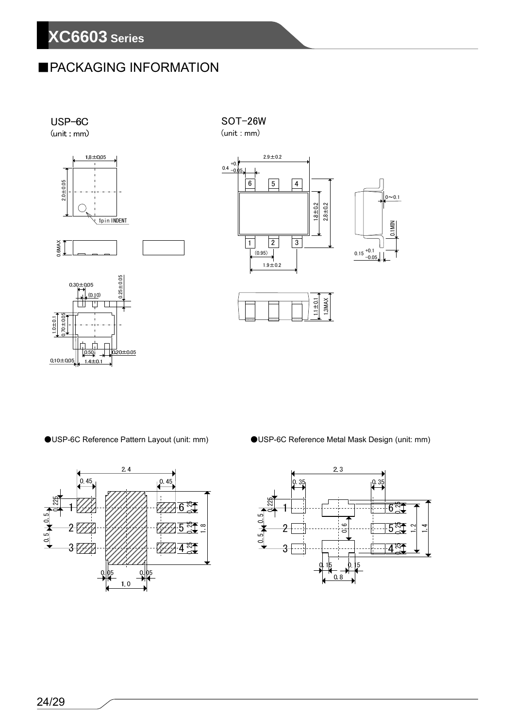## ■PACKAGING INFORMATION

USP-6C
(unit : mm)

SOT-26W
(unit : mm)

●USP-6C Reference Pattern Layout (unit: mm)

●USP-6C Reference Metal Mask Design (unit: mm)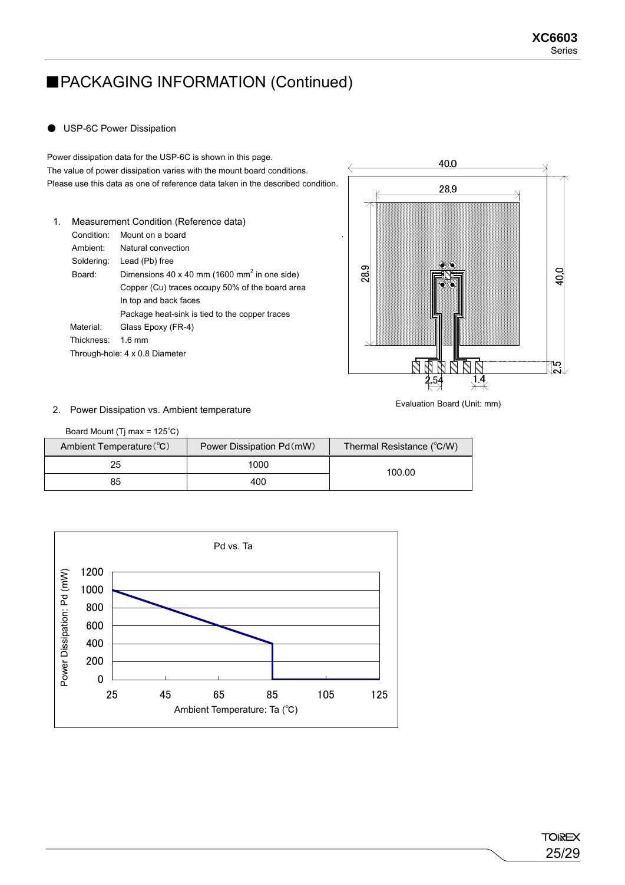## ■PACKAGING INFORMATION (Continued)

● USP-6C Power Dissipation

Power dissipation data for the USP-6C is shown in this page.
The value of power dissipation varies with the mount board conditions.
Please use this data as one of reference data taken in the described condition.

1. Measurement Condition (Reference data)

   Condition: Mount on a board
   Ambient: Natural convection
   Soldering: Lead (Pb) free
   Board: Dimensions 40 x 40 mm (1600 mm$^2$ in one side)
   Copper (Cu) traces occupy 50% of the board area
   In top and back faces
   Package heat-sink is tied to the copper traces
   Material: Glass Epoxy (FR-4)
   Thickness: 1.6 mm
   Through-hole: 4 x 0.8 Diameter

Evaluation Board (Unit: mm)

2. Power Dissipation vs. Ambient temperature

Board Mount (Tj max = 125℃)

| Ambient Temperature(℃) | Power Dissipation Pd(mW) | Thermal Resistance (℃/W) |
|---|---|---|
| 25 | 1000 | 100.00 |
| 85 | 400 | |

Pd vs. Ta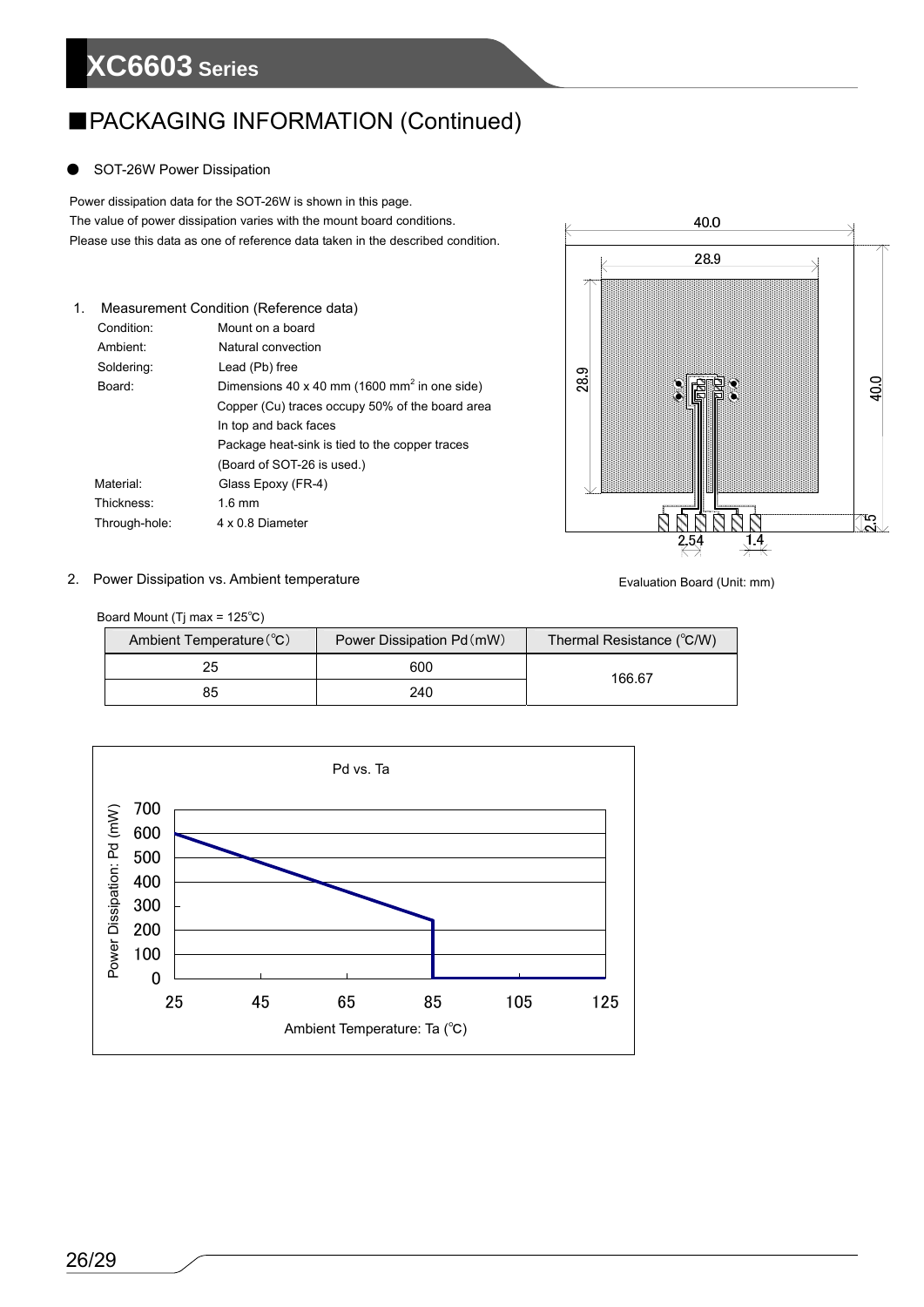## ■PACKAGING INFORMATION (Continued)

● SOT-26W Power Dissipation

Power dissipation data for the SOT-26W is shown in this page.
The value of power dissipation varies with the mount board conditions.
Please use this data as one of reference data taken in the described condition.

1. Measurement Condition (Reference data)

| | |
|---|---|
| Condition: | Mount on a board |
| Ambient: | Natural convection |
| Soldering: | Lead (Pb) free |
| Board: | Dimensions 40 x 40 mm (1600 mm$^2$ in one side) |
| | Copper (Cu) traces occupy 50% of the board area |
| | In top and back faces |
| | Package heat-sink is tied to the copper traces |
| | (Board of SOT-26 is used.) |
| Material: | Glass Epoxy (FR-4) |
| Thickness: | 1.6 mm |
| Through-hole: | 4 x 0.8 Diameter |

Evaluation Board (Unit: mm)

2. Power Dissipation vs. Ambient temperature

Board Mount (Tj max = 125℃)

| Ambient Temperature (℃) | Power Dissipation Pd (mW) | Thermal Resistance (℃/W) |
|---|---|---|
| 25 | 600 | 166.67 |
| 85 | 240 | |

Pd vs. Ta

Power Dissipation: Pd (mW)

Ambient Temperature: Ta (℃)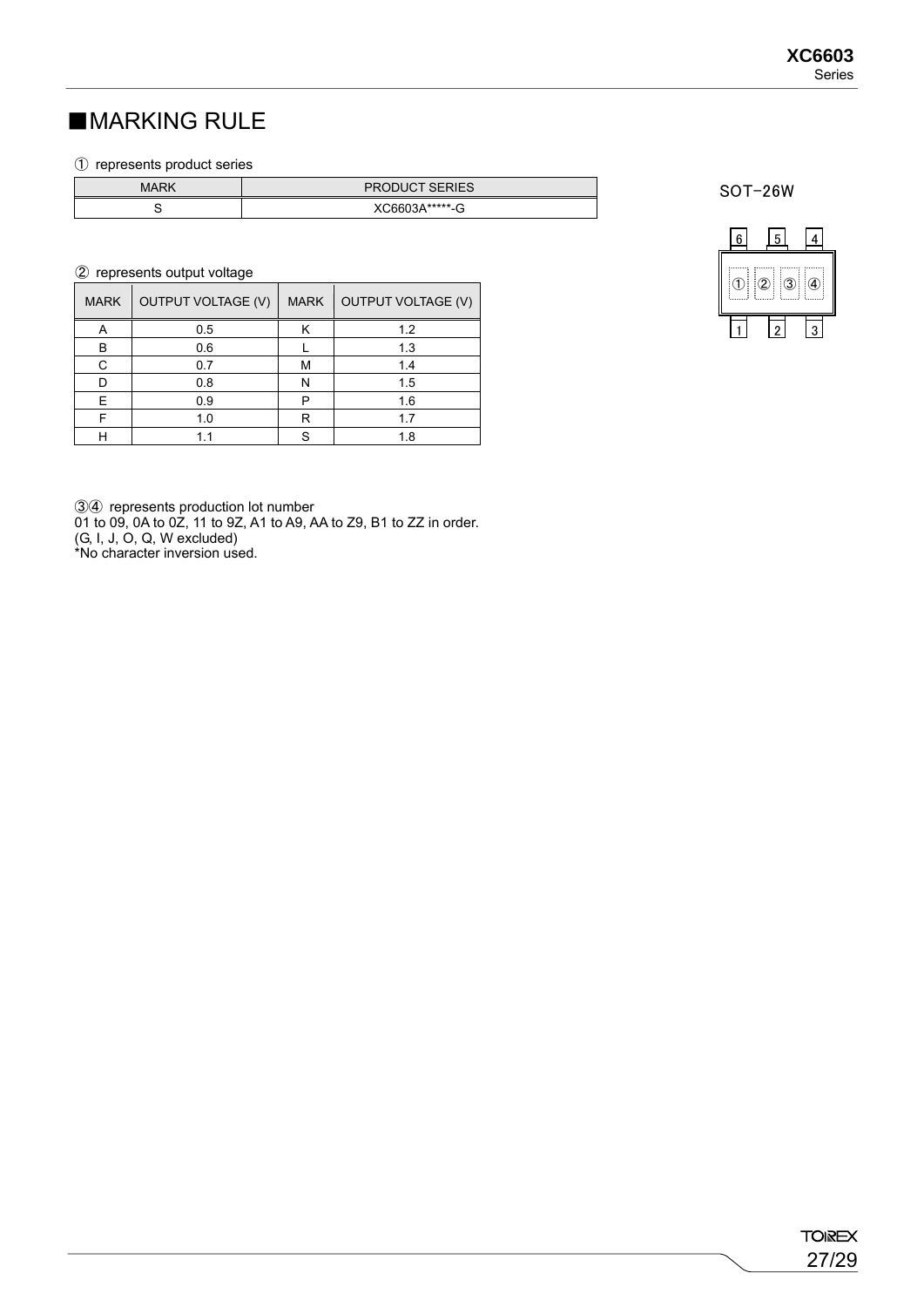## ■MARKING RULE

① represents product series

| MARK | PRODUCT SERIES |
|---|---|
| S | XC6603A*****-G |

SOT-26W

| 6 | 5 | 4 |
|---|---|---|
| ① ② | ③ | ④ |
| 1 | 2 | 3 |

② represents output voltage

| MARK | OUTPUT VOLTAGE (V) | MARK | OUTPUT VOLTAGE (V) |
|---|---|---|---|
| A | 0.5 | K | 1.2 |
| B | 0.6 | L | 1.3 |
| C | 0.7 | M | 1.4 |
| D | 0.8 | N | 1.5 |
| E | 0.9 | P | 1.6 |
| F | 1.0 | R | 1.7 |
| H | 1.1 | S | 1.8 |

③④ represents production lot number
01 to 09, 0A to 0Z, 11 to 9Z, A1 to A9, AA to Z9, B1 to ZZ in order.
(G, I, J, O, Q, W excluded)
*No character inversion used.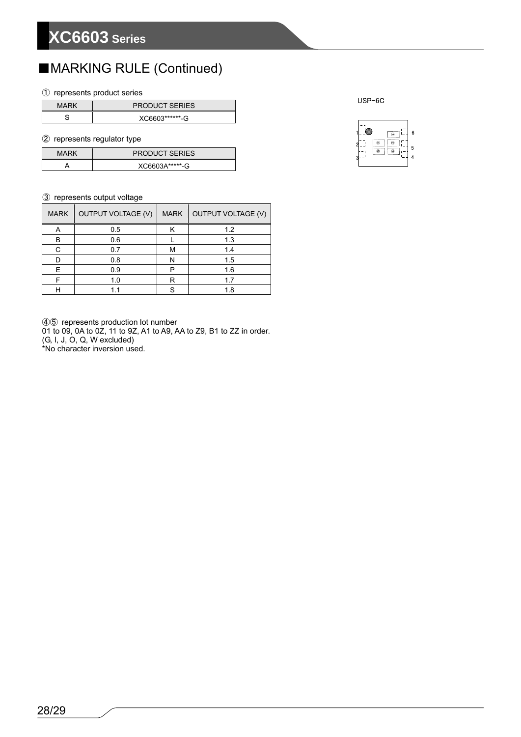## ■MARKING RULE (Continued)

① represents product series

| MARK | PRODUCT SERIES |
|---|---|
| S | XC6603******-G |

② represents regulator type

| MARK | PRODUCT SERIES |
|---|---|
| A | XC6603A*****-G |

USP-6C

③ represents output voltage

| MARK | OUTPUT VOLTAGE (V) | MARK | OUTPUT VOLTAGE (V) |
|---|---|---|---|
| A | 0.5 | K | 1.2 |
| B | 0.6 | L | 1.3 |
| C | 0.7 | M | 1.4 |
| D | 0.8 | N | 1.5 |
| E | 0.9 | P | 1.6 |
| F | 1.0 | R | 1.7 |
| H | 1.1 | S | 1.8 |

④⑤ represents production lot number
01 to 09, 0A to 0Z, 11 to 9Z, A1 to A9, AA to Z9, B1 to ZZ in order.
(G, I, J, O, Q, W excluded)
*No character inversion used.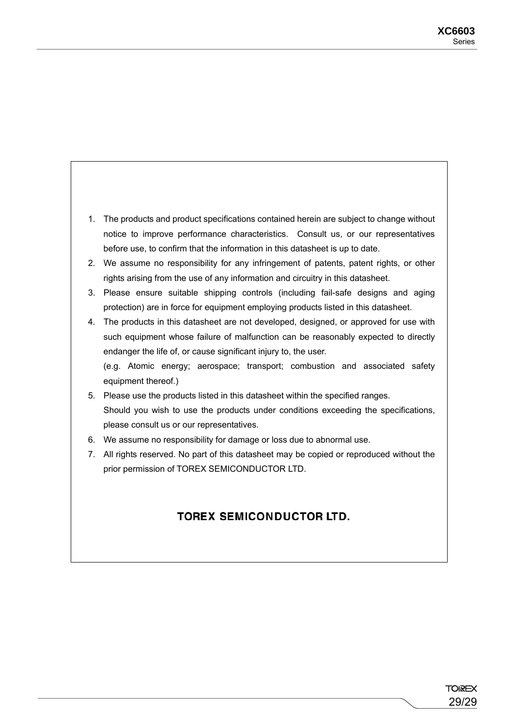1. The products and product specifications contained herein are subject to change without notice to improve performance characteristics. Consult us, or our representatives before use, to confirm that the information in this datasheet is up to date.
2. We assume no responsibility for any infringement of patents, patent rights, or other rights arising from the use of any information and circuitry in this datasheet.
3. Please ensure suitable shipping controls (including fail-safe designs and aging protection) are in force for equipment employing products listed in this datasheet.
4. The products in this datasheet are not developed, designed, or approved for use with such equipment whose failure of malfunction can be reasonably expected to directly endanger the life of, or cause significant injury to, the user.
   (e.g. Atomic energy; aerospace; transport; combustion and associated safety equipment thereof.)
5. Please use the products listed in this datasheet within the specified ranges.
   Should you wish to use the products under conditions exceeding the specifications, please consult us or our representatives.
6. We assume no responsibility for damage or loss due to abnormal use.
7. All rights reserved. No part of this datasheet may be copied or reproduced without the prior permission of TOREX SEMICONDUCTOR LTD.

**TOREX SEMICONDUCTOR LTD.**